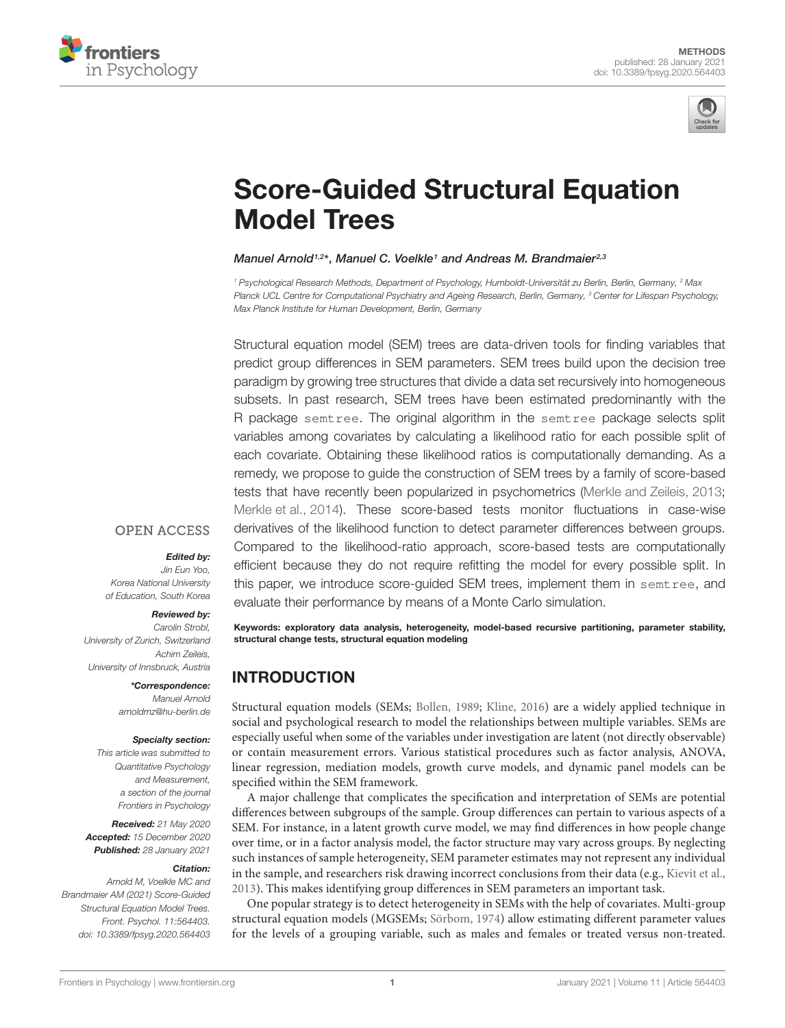METHODS

published: 28 January 2021

doi: 10.3389/fpsyg.2020.564403

# Score-Guided Structural Equation Model Trees

*Manuel Arnold[1,2]*, Manuel C. Voelkle[1] and Andreas M. Brandmaier[2,3]*

[1] Psychological Research Methods, Department of Psychology, Humboldt-Universität zu Berlin, Berlin, Germany, [2] Max Planck UCL Centre for Computational Psychiatry and Ageing Research, Berlin, Germany, [3] Center for Lifespan Psychology, Max Planck Institute for Human Development, Berlin, Germany

Structural equation model (SEM) trees are data-driven tools for finding variables that predict group differences in SEM parameters. SEM trees build upon the decision tree paradigm by growing tree structures that divide a data set recursively into homogeneous subsets. In past research, SEM trees have been estimated predominantly with the R package `semtree`. The original algorithm in the `semtree` package selects split variables among covariates by calculating a likelihood ratio for each possible split of each covariate. Obtaining these likelihood ratios is computationally demanding. As a remedy, we propose to guide the construction of SEM trees by a family of score-based tests that have recently been popularized in psychometrics (Merkle and Zeileis, 2013; Merkle et al., 2014). These score-based tests monitor fluctuations in case-wise derivatives of the likelihood function to detect parameter differences between groups. Compared to the likelihood-ratio approach, score-based tests are computationally efficient because they do not require refitting the model for every possible split. In this paper, we introduce score-guided SEM trees, implement them in `semtree`, and evaluate their performance by means of a Monte Carlo simulation.

**Keywords: exploratory data analysis, heterogeneity, model-based recursive partitioning, parameter stability, structural change tests, structural equation modeling**

OPEN ACCESS

***Edited by:***
*Jin Eun Yoo,*
*Korea National University of Education, South Korea*

***Reviewed by:***
*Carolin Strobl,*
*University of Zurich, Switzerland*
*Achim Zeileis,*
*University of Innsbruck, Austria*

****Correspondence:***
*Manuel Arnold*
*arnoldmz@hu-berlin.de*

***Specialty section:***
*This article was submitted to Quantitative Psychology and Measurement, a section of the journal Frontiers in Psychology*

***Received:*** *21 May 2020*
***Accepted:*** *15 December 2020*
***Published:*** *28 January 2021*

***Citation:***
*Arnold M, Voelkle MC and Brandmaier AM (2021) Score-Guided Structural Equation Model Trees. Front. Psychol. 11:564403. doi: 10.3389/fpsyg.2020.564403*

## INTRODUCTION

Structural equation models (SEMs; Bollen, 1989; Kline, 2016) are a widely applied technique in social and psychological research to model the relationships between multiple variables. SEMs are especially useful when some of the variables under investigation are latent (not directly observable) or contain measurement errors. Various statistical procedures such as factor analysis, ANOVA, linear regression, mediation models, growth curve models, and dynamic panel models can be specified within the SEM framework.

A major challenge that complicates the specification and interpretation of SEMs are potential differences between subgroups of the sample. Group differences can pertain to various aspects of a SEM. For instance, in a latent growth curve model, we may find differences in how people change over time, or in a factor analysis model, the factor structure may vary across groups. By neglecting such instances of sample heterogeneity, SEM parameter estimates may not represent any individual in the sample, and researchers risk drawing incorrect conclusions from their data (e.g., Kievit et al., 2013). This makes identifying group differences in SEM parameters an important task.

One popular strategy is to detect heterogeneity in SEMs with the help of covariates. Multi-group structural equation models (MGSEMs; Sörbom, 1974) allow estimating different parameter values for the levels of a grouping variable, such as males and females or treated versus non-treated.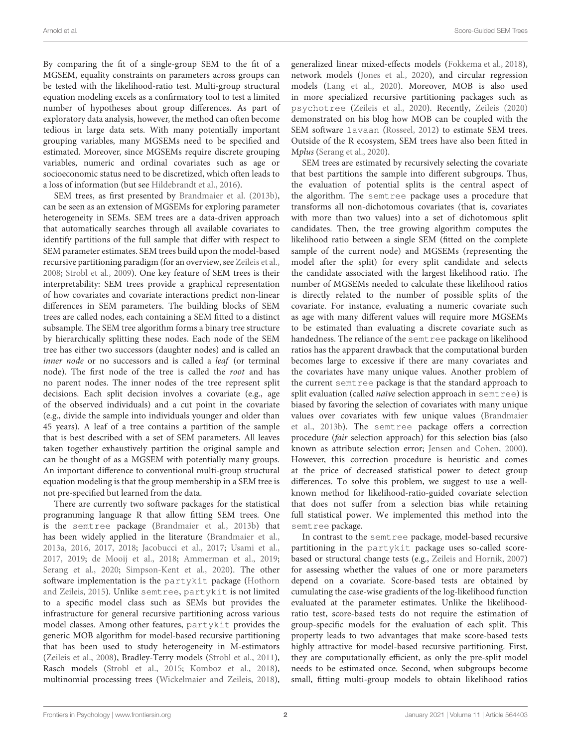By comparing the fit of a single-group SEM to the fit of a MGSEM, equality constraints on parameters across groups can be tested with the likelihood-ratio test. Multi-group structural equation modeling excels as a confirmatory tool to test a limited number of hypotheses about group differences. As part of exploratory data analysis, however, the method can often become tedious in large data sets. With many potentially important grouping variables, many MGSEMs need to be specified and estimated. Moreover, since MGSEMs require discrete grouping variables, numeric and ordinal covariates such as age or socioeconomic status need to be discretized, which often leads to a loss of information (but see Hildebrandt et al., 2016).

SEM trees, as first presented by Brandmaier et al. (2013b), can be seen as an extension of MGSEMs for exploring parameter heterogeneity in SEMs. SEM trees are a data-driven approach that automatically searches through all available covariates to identify partitions of the full sample that differ with respect to SEM parameter estimates. SEM trees build upon the model-based recursive partitioning paradigm (for an overview, see Zeileis et al., 2008; Strobl et al., 2009). One key feature of SEM trees is their interpretability: SEM trees provide a graphical representation of how covariates and covariate interactions predict non-linear differences in SEM parameters. The building blocks of SEM trees are called nodes, each containing a SEM fitted to a distinct subsample. The SEM tree algorithm forms a binary tree structure by hierarchically splitting these nodes. Each node of the SEM tree has either two successors (daughter nodes) and is called an *inner node* or no successors and is called a *leaf* (or terminal node). The first node of the tree is called the *root* and has no parent nodes. The inner nodes of the tree represent split decisions. Each split decision involves a covariate (e.g., age of the observed individuals) and a cut point in the covariate (e.g., divide the sample into individuals younger and older than 45 years). A leaf of a tree contains a partition of the sample that is best described with a set of SEM parameters. All leaves taken together exhaustively partition the original sample and can be thought of as a MGSEM with potentially many groups. An important difference to conventional multi-group structural equation modeling is that the group membership in a SEM tree is not pre-specified but learned from the data.

There are currently two software packages for the statistical programming language R that allow fitting SEM trees. One is the `semtree` package (Brandmaier et al., 2013b) that has been widely applied in the literature (Brandmaier et al., 2013a, 2016, 2017, 2018; Jacobucci et al., 2017; Usami et al., 2017, 2019; de Mooij et al., 2018; Ammerman et al., 2019; Serang et al., 2020; Simpson-Kent et al., 2020). The other software implementation is the `partykit` package (Hothorn and Zeileis, 2015). Unlike `semtree`, `partykit` is not limited to a specific model class such as SEMs but provides the infrastructure for general recursive partitioning across various model classes. Among other features, `partykit` provides the generic MOB algorithm for model-based recursive partitioning that has been used to study heterogeneity in M-estimators (Zeileis et al., 2008), Bradley-Terry models (Strobl et al., 2011), Rasch models (Strobl et al., 2015; Komboz et al., 2018), multinomial processing trees (Wickelmaier and Zeileis, 2018), generalized linear mixed-effects models (Fokkema et al., 2018), network models (Jones et al., 2020), and circular regression models (Lang et al., 2020). Moreover, MOB is also used in more specialized recursive partitioning packages such as `psychotree` (Zeileis et al., 2020). Recently, Zeileis (2020) demonstrated on his blog how MOB can be coupled with the SEM software `lavaan` (Rosseel, 2012) to estimate SEM trees. Outside of the R ecosystem, SEM trees have also been fitted in M*plus* (Serang et al., 2020).

SEM trees are estimated by recursively selecting the covariate that best partitions the sample into different subgroups. Thus, the evaluation of potential splits is the central aspect of the algorithm. The `semtree` package uses a procedure that transforms all non-dichotomous covariates (that is, covariates with more than two values) into a set of dichotomous split candidates. Then, the tree growing algorithm computes the likelihood ratio between a single SEM (fitted on the complete sample of the current node) and MGSEMs (representing the model after the split) for every split candidate and selects the candidate associated with the largest likelihood ratio. The number of MGSEMs needed to calculate these likelihood ratios is directly related to the number of possible splits of the covariate. For instance, evaluating a numeric covariate such as age with many different values will require more MGSEMs to be estimated than evaluating a discrete covariate such as handedness. The reliance of the `semtree` package on likelihood ratios has the apparent drawback that the computational burden becomes large to excessive if there are many covariates and the covariates have many unique values. Another problem of the current `semtree` package is that the standard approach to split evaluation (called *naïve* selection approach in `semtree`) is biased by favoring the selection of covariates with many unique values over covariates with few unique values (Brandmaier et al., 2013b). The `semtree` package offers a correction procedure (*fair* selection approach) for this selection bias (also known as attribute selection error; Jensen and Cohen, 2000). However, this correction procedure is heuristic and comes at the price of decreased statistical power to detect group differences. To solve this problem, we suggest to use a well-known method for likelihood-ratio-guided covariate selection that does not suffer from a selection bias while retaining full statistical power. We implemented this method into the `semtree` package.

In contrast to the `semtree` package, model-based recursive partitioning in the `partykit` package uses so-called score-based or structural change tests (e.g., Zeileis and Hornik, 2007) for assessing whether the values of one or more parameters depend on a covariate. Score-based tests are obtained by cumulating the case-wise gradients of the log-likelihood function evaluated at the parameter estimates. Unlike the likelihood-ratio test, score-based tests do not require the estimation of group-specific models for the evaluation of each split. This property leads to two advantages that make score-based tests highly attractive for model-based recursive partitioning. First, they are computationally efficient, as only the pre-split model needs to be estimated once. Second, when subgroups become small, fitting multi-group models to obtain likelihood ratios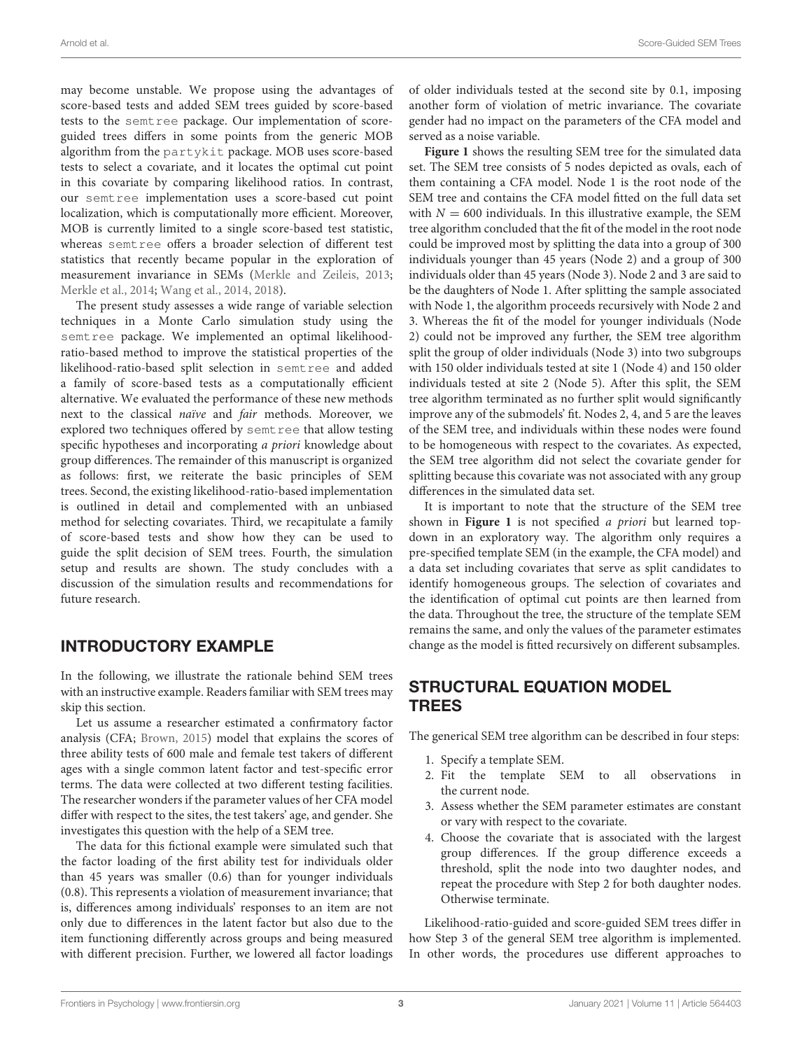may become unstable. We propose using the advantages of score-based tests and added SEM trees guided by score-based tests to the `semtree` package. Our implementation of score-guided trees differs in some points from the generic MOB algorithm from the `partykit` package. MOB uses score-based tests to select a covariate, and it locates the optimal cut point in this covariate by comparing likelihood ratios. In contrast, our `semtree` implementation uses a score-based cut point localization, which is computationally more efficient. Moreover, MOB is currently limited to a single score-based test statistic, whereas `semtree` offers a broader selection of different test statistics that recently became popular in the exploration of measurement invariance in SEMs (Merkle and Zeileis, 2013; Merkle et al., 2014; Wang et al., 2014, 2018).

The present study assesses a wide range of variable selection techniques in a Monte Carlo simulation study using the `semtree` package. We implemented an optimal likelihood-ratio-based method to improve the statistical properties of the likelihood-ratio-based split selection in `semtree` and added a family of score-based tests as a computationally efficient alternative. We evaluated the performance of these new methods next to the classical *naïve* and *fair* methods. Moreover, we explored two techniques offered by `semtree` that allow testing specific hypotheses and incorporating *a priori* knowledge about group differences. The remainder of this manuscript is organized as follows: first, we reiterate the basic principles of SEM trees. Second, the existing likelihood-ratio-based implementation is outlined in detail and complemented with an unbiased method for selecting covariates. Third, we recapitulate a family of score-based tests and show how they can be used to guide the split decision of SEM trees. Fourth, the simulation setup and results are shown. The study concludes with a discussion of the simulation results and recommendations for future research.

## INTRODUCTORY EXAMPLE

In the following, we illustrate the rationale behind SEM trees with an instructive example. Readers familiar with SEM trees may skip this section.

Let us assume a researcher estimated a confirmatory factor analysis (CFA; Brown, 2015) model that explains the scores of three ability tests of 600 male and female test takers of different ages with a single common latent factor and test-specific error terms. The data were collected at two different testing facilities. The researcher wonders if the parameter values of her CFA model differ with respect to the sites, the test takers' age, and gender. She investigates this question with the help of a SEM tree.

The data for this fictional example were simulated such that the factor loading of the first ability test for individuals older than 45 years was smaller (0.6) than for younger individuals (0.8). This represents a violation of measurement invariance; that is, differences among individuals' responses to an item are not only due to differences in the latent factor but also due to the item functioning differently across groups and being measured with different precision. Further, we lowered all factor loadings of older individuals tested at the second site by 0.1, imposing another form of violation of metric invariance. The covariate gender had no impact on the parameters of the CFA model and served as a noise variable.

**Figure 1** shows the resulting SEM tree for the simulated data set. The SEM tree consists of 5 nodes depicted as ovals, each of them containing a CFA model. Node 1 is the root node of the SEM tree and contains the CFA model fitted on the full data set with $N = 600$ individuals. In this illustrative example, the SEM tree algorithm concluded that the fit of the model in the root node could be improved most by splitting the data into a group of 300 individuals younger than 45 years (Node 2) and a group of 300 individuals older than 45 years (Node 3). Node 2 and 3 are said to be the daughters of Node 1. After splitting the sample associated with Node 1, the algorithm proceeds recursively with Node 2 and 3. Whereas the fit of the model for younger individuals (Node 2) could not be improved any further, the SEM tree algorithm split the group of older individuals (Node 3) into two subgroups with 150 older individuals tested at site 1 (Node 4) and 150 older individuals tested at site 2 (Node 5). After this split, the SEM tree algorithm terminated as no further split would significantly improve any of the submodels' fit. Nodes 2, 4, and 5 are the leaves of the SEM tree, and individuals within these nodes were found to be homogeneous with respect to the covariates. As expected, the SEM tree algorithm did not select the covariate gender for splitting because this covariate was not associated with any group differences in the simulated data set.

It is important to note that the structure of the SEM tree shown in **Figure 1** is not specified *a priori* but learned top-down in an exploratory way. The algorithm only requires a pre-specified template SEM (in the example, the CFA model) and a data set including covariates that serve as split candidates to identify homogeneous groups. The selection of covariates and the identification of optimal cut points are then learned from the data. Throughout the tree, the structure of the template SEM remains the same, and only the values of the parameter estimates change as the model is fitted recursively on different subsamples.

## STRUCTURAL EQUATION MODEL TREES

The generical SEM tree algorithm can be described in four steps:

1. Specify a template SEM.
2. Fit the template SEM to all observations in the current node.
3. Assess whether the SEM parameter estimates are constant or vary with respect to the covariate.
4. Choose the covariate that is associated with the largest group differences. If the group difference exceeds a threshold, split the node into two daughter nodes, and repeat the procedure with Step 2 for both daughter nodes. Otherwise terminate.

Likelihood-ratio-guided and score-guided SEM trees differ in how Step 3 of the general SEM tree algorithm is implemented. In other words, the procedures use different approaches to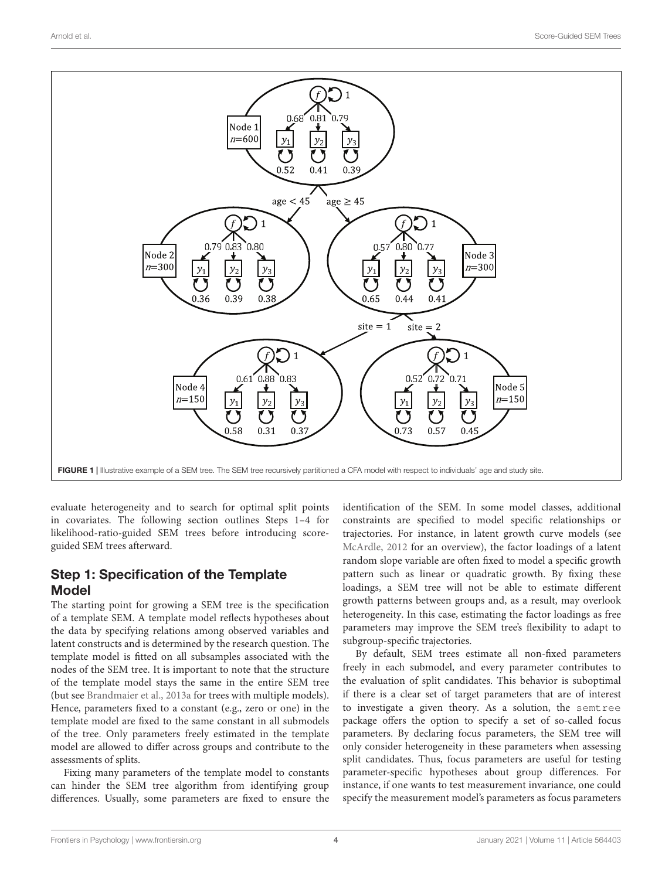FIGURE 1 | Illustrative example of a SEM tree. The SEM tree recursively partitioned a CFA model with respect to individuals' age and study site.

evaluate heterogeneity and to search for optimal split points in covariates. The following section outlines Steps 1–4 for likelihood-ratio-guided SEM trees before introducing score-guided SEM trees afterward.

## Step 1: Specification of the Template Model

The starting point for growing a SEM tree is the specification of a template SEM. A template model reflects hypotheses about the data by specifying relations among observed variables and latent constructs and is determined by the research question. The template model is fitted on all subsamples associated with the nodes of the SEM tree. It is important to note that the structure of the template model stays the same in the entire SEM tree (but see Brandmaier et al., 2013a for trees with multiple models). Hence, parameters fixed to a constant (e.g., zero or one) in the template model are fixed to the same constant in all submodels of the tree. Only parameters freely estimated in the template model are allowed to differ across groups and contribute to the assessments of splits.

Fixing many parameters of the template model to constants can hinder the SEM tree algorithm from identifying group differences. Usually, some parameters are fixed to ensure the identification of the SEM. In some model classes, additional constraints are specified to model specific relationships or trajectories. For instance, in latent growth curve models (see McArdle, 2012 for an overview), the factor loadings of a latent random slope variable are often fixed to model a specific growth pattern such as linear or quadratic growth. By fixing these loadings, a SEM tree will not be able to estimate different growth patterns between groups and, as a result, may overlook heterogeneity. In this case, estimating the factor loadings as free parameters may improve the SEM tree's flexibility to adapt to subgroup-specific trajectories.

By default, SEM trees estimate all non-fixed parameters freely in each submodel, and every parameter contributes to the evaluation of split candidates. This behavior is suboptimal if there is a clear set of target parameters that are of interest to investigate a given theory. As a solution, the `semtree` package offers the option to specify a set of so-called focus parameters. By declaring focus parameters, the SEM tree will only consider heterogeneity in these parameters when assessing split candidates. Thus, focus parameters are useful for testing parameter-specific hypotheses about group differences. For instance, if one wants to test measurement invariance, one could specify the measurement model's parameters as focus parameters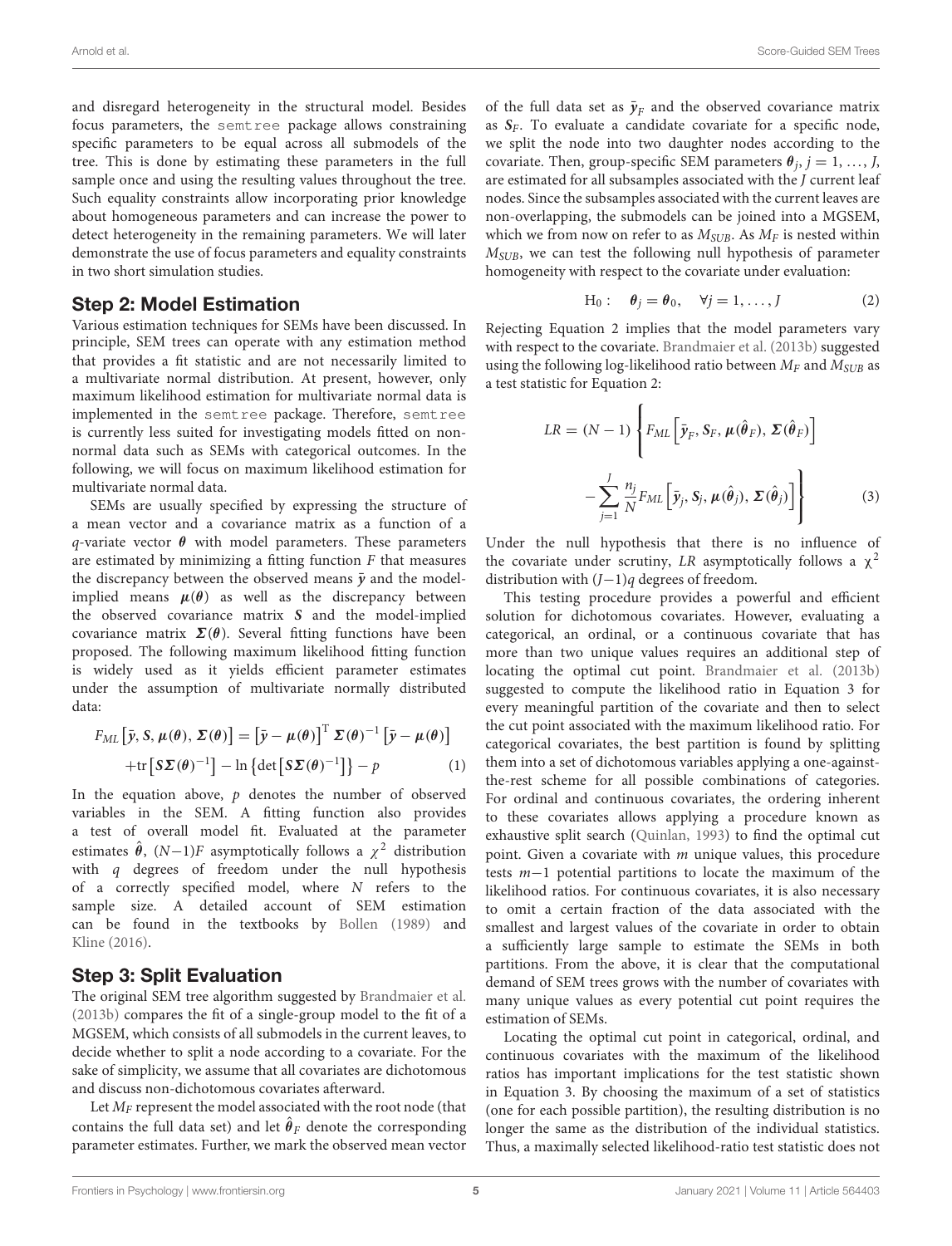and disregard heterogeneity in the structural model. Besides focus parameters, the semtree package allows constraining specific parameters to be equal across all submodels of the tree. This is done by estimating these parameters in the full sample once and using the resulting values throughout the tree. Such equality constraints allow incorporating prior knowledge about homogeneous parameters and can increase the power to detect heterogeneity in the remaining parameters. We will later demonstrate the use of focus parameters and equality constraints in two short simulation studies.

## Step 2: Model Estimation

Various estimation techniques for SEMs have been discussed. In principle, SEM trees can operate with any estimation method that provides a fit statistic and are not necessarily limited to a multivariate normal distribution. At present, however, only maximum likelihood estimation for multivariate normal data is implemented in the semtree package. Therefore, semtree is currently less suited for investigating models fitted on non-normal data such as SEMs with categorical outcomes. In the following, we will focus on maximum likelihood estimation for multivariate normal data.

SEMs are usually specified by expressing the structure of a mean vector and a covariance matrix as a function of a $q$-variate vector $\boldsymbol{\theta}$ with model parameters. These parameters are estimated by minimizing a fitting function $F$ that measures the discrepancy between the observed means $\bar{\boldsymbol{y}}$ and the model-implied means $\boldsymbol{\mu}(\boldsymbol{\theta})$ as well as the discrepancy between the observed covariance matrix $\boldsymbol{S}$ and the model-implied covariance matrix $\boldsymbol{\Sigma}(\boldsymbol{\theta})$. Several fitting functions have been proposed. The following maximum likelihood fitting function is widely used as it yields efficient parameter estimates under the assumption of multivariate normally distributed data:

$$F_{ML}\left[\bar{\boldsymbol{y}}, \boldsymbol{S}, \boldsymbol{\mu}(\boldsymbol{\theta}), \boldsymbol{\Sigma}(\boldsymbol{\theta})\right] = \left[\bar{\boldsymbol{y}} - \boldsymbol{\mu}(\boldsymbol{\theta})\right]^{\mathrm{T}} \boldsymbol{\Sigma}(\boldsymbol{\theta})^{-1} \left[\bar{\boldsymbol{y}} - \boldsymbol{\mu}(\boldsymbol{\theta})\right] + \mathrm{tr}\left[\boldsymbol{S}\boldsymbol{\Sigma}(\boldsymbol{\theta})^{-1}\right] - \ln\left\{\det\left[\boldsymbol{S}\boldsymbol{\Sigma}(\boldsymbol{\theta})^{-1}\right]\right\} - p \tag{1}$$

In the equation above, $p$ denotes the number of observed variables in the SEM. A fitting function also provides a test of overall model fit. Evaluated at the parameter estimates $\hat{\boldsymbol{\theta}}$, $(N-1)F$ asymptotically follows a $\chi^2$ distribution with $q$ degrees of freedom under the null hypothesis of a correctly specified model, where $N$ refers to the sample size. A detailed account of SEM estimation can be found in the textbooks by Bollen (1989) and Kline (2016).

## Step 3: Split Evaluation

The original SEM tree algorithm suggested by Brandmaier et al. (2013b) compares the fit of a single-group model to the fit of a MGSEM, which consists of all submodels in the current leaves, to decide whether to split a node according to a covariate. For the sake of simplicity, we assume that all covariates are dichotomous and discuss non-dichotomous covariates afterward.

Let $M_F$ represent the model associated with the root node (that contains the full data set) and let $\hat{\boldsymbol{\theta}}_F$ denote the corresponding parameter estimates. Further, we mark the observed mean vector of the full data set as $\bar{\boldsymbol{y}}_F$ and the observed covariance matrix as $\boldsymbol{S}_F$. To evaluate a candidate covariate for a specific node, we split the node into two daughter nodes according to the covariate. Then, group-specific SEM parameters $\boldsymbol{\theta}_j$, $j = 1, \ldots, J$, are estimated for all subsamples associated with the $J$ current leaf nodes. Since the subsamples associated with the current leaves are non-overlapping, the submodels can be joined into a MGSEM, which we from now on refer to as $M_{SUB}$. As $M_F$ is nested within $M_{SUB}$, we can test the following null hypothesis of parameter homogeneity with respect to the covariate under evaluation:

$$\mathrm{H}_0: \quad \boldsymbol{\theta}_j = \boldsymbol{\theta}_0, \quad \forall j = 1, \ldots, J \tag{2}$$

Rejecting Equation 2 implies that the model parameters vary with respect to the covariate. Brandmaier et al. (2013b) suggested using the following log-likelihood ratio between $M_F$ and $M_{SUB}$ as a test statistic for Equation 2:

$$LR = (N-1)\left\{F_{ML}\left[\bar{\boldsymbol{y}}_F, \boldsymbol{S}_F, \boldsymbol{\mu}(\hat{\boldsymbol{\theta}}_F), \boldsymbol{\Sigma}(\hat{\boldsymbol{\theta}}_F)\right] - \sum_{j=1}^{J} \frac{n_j}{N} F_{ML}\left[\bar{\boldsymbol{y}}_j, \boldsymbol{S}_j, \boldsymbol{\mu}(\hat{\boldsymbol{\theta}}_j), \boldsymbol{\Sigma}(\hat{\boldsymbol{\theta}}_j)\right]\right\} \tag{3}$$

Under the null hypothesis that there is no influence of the covariate under scrutiny, $LR$ asymptotically follows a $\chi^2$ distribution with $(J-1)q$ degrees of freedom.

This testing procedure provides a powerful and efficient solution for dichotomous covariates. However, evaluating a categorical, an ordinal, or a continuous covariate that has more than two unique values requires an additional step of locating the optimal cut point. Brandmaier et al. (2013b) suggested to compute the likelihood ratio in Equation 3 for every meaningful partition of the covariate and then to select the cut point associated with the maximum likelihood ratio. For categorical covariates, the best partition is found by splitting them into a set of dichotomous variables applying a one-against-the-rest scheme for all possible combinations of categories. For ordinal and continuous covariates, the ordering inherent to these covariates allows applying a procedure known as exhaustive split search (Quinlan, 1993) to find the optimal cut point. Given a covariate with $m$ unique values, this procedure tests $m-1$ potential partitions to locate the maximum of the likelihood ratios. For continuous covariates, it is also necessary to omit a certain fraction of the data associated with the smallest and largest values of the covariate in order to obtain a sufficiently large sample to estimate the SEMs in both partitions. From the above, it is clear that the computational demand of SEM trees grows with the number of covariates with many unique values as every potential cut point requires the estimation of SEMs.

Locating the optimal cut point in categorical, ordinal, and continuous covariates with the maximum of the likelihood ratios has important implications for the test statistic shown in Equation 3. By choosing the maximum of a set of statistics (one for each possible partition), the resulting distribution is no longer the same as the distribution of the individual statistics. Thus, a maximally selected likelihood-ratio test statistic does not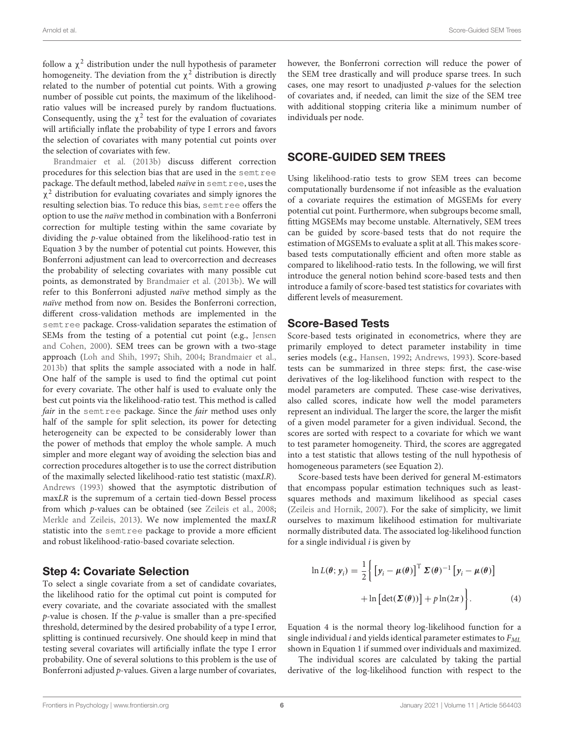follow a $\chi^2$ distribution under the null hypothesis of parameter homogeneity. The deviation from the $\chi^2$ distribution is directly related to the number of potential cut points. With a growing number of possible cut points, the maximum of the likelihood-ratio values will be increased purely by random fluctuations. Consequently, using the $\chi^2$ test for the evaluation of covariates will artificially inflate the probability of type I errors and favors the selection of covariates with many potential cut points over the selection of covariates with few.

Brandmaier et al. (2013b) discuss different correction procedures for this selection bias that are used in the semtree package. The default method, labeled *naïve* in semtree, uses the $\chi^2$ distribution for evaluating covariates and simply ignores the resulting selection bias. To reduce this bias, semtree offers the option to use the *naïve* method in combination with a Bonferroni correction for multiple testing within the same covariate by dividing the $p$-value obtained from the likelihood-ratio test in Equation 3 by the number of potential cut points. However, this Bonferroni adjustment can lead to overcorrection and decreases the probability of selecting covariates with many possible cut points, as demonstrated by Brandmaier et al. (2013b). We will refer to this Bonferroni adjusted *naïve* method simply as the *naïve* method from now on. Besides the Bonferroni correction, different cross-validation methods are implemented in the semtree package. Cross-validation separates the estimation of SEMs from the testing of a potential cut point (e.g., Jensen and Cohen, 2000). SEM trees can be grown with a two-stage approach (Loh and Shih, 1997; Shih, 2004; Brandmaier et al., 2013b) that splits the sample associated with a node in half. One half of the sample is used to find the optimal cut point for every covariate. The other half is used to evaluate only the best cut points via the likelihood-ratio test. This method is called *fair* in the semtree package. Since the *fair* method uses only half of the sample for split selection, its power for detecting heterogeneity can be expected to be considerably lower than the power of methods that employ the whole sample. A much simpler and more elegant way of avoiding the selection bias and correction procedures altogether is to use the correct distribution of the maximally selected likelihood-ratio test statistic (max*LR*). Andrews (1993) showed that the asymptotic distribution of max*LR* is the supremum of a certain tied-down Bessel process from which $p$-values can be obtained (see Zeileis et al., 2008; Merkle and Zeileis, 2013). We now implemented the max*LR* statistic into the semtree package to provide a more efficient and robust likelihood-ratio-based covariate selection.

### Step 4: Covariate Selection

To select a single covariate from a set of candidate covariates, the likelihood ratio for the optimal cut point is computed for every covariate, and the covariate associated with the smallest $p$-value is chosen. If the $p$-value is smaller than a pre-specified threshold, determined by the desired probability of a type I error, splitting is continued recursively. One should keep in mind that testing several covariates will artificially inflate the type I error probability. One of several solutions to this problem is the use of Bonferroni adjusted $p$-values. Given a large number of covariates, however, the Bonferroni correction will reduce the power of the SEM tree drastically and will produce sparse trees. In such cases, one may resort to unadjusted $p$-values for the selection of covariates and, if needed, can limit the size of the SEM tree with additional stopping criteria like a minimum number of individuals per node.

## SCORE-GUIDED SEM TREES

Using likelihood-ratio tests to grow SEM trees can become computationally burdensome if not infeasible as the evaluation of a covariate requires the estimation of MGSEMs for every potential cut point. Furthermore, when subgroups become small, fitting MGSEMs may become unstable. Alternatively, SEM trees can be guided by score-based tests that do not require the estimation of MGSEMs to evaluate a split at all. This makes score-based tests computationally efficient and often more stable as compared to likelihood-ratio tests. In the following, we will first introduce the general notion behind score-based tests and then introduce a family of score-based test statistics for covariates with different levels of measurement.

### Score-Based Tests

Score-based tests originated in econometrics, where they are primarily employed to detect parameter instability in time series models (e.g., Hansen, 1992; Andrews, 1993). Score-based tests can be summarized in three steps: first, the case-wise derivatives of the log-likelihood function with respect to the model parameters are computed. These case-wise derivatives, also called scores, indicate how well the model parameters represent an individual. The larger the score, the larger the misfit of a given model parameter for a given individual. Second, the scores are sorted with respect to a covariate for which we want to test parameter homogeneity. Third, the scores are aggregated into a test statistic that allows testing of the null hypothesis of homogeneous parameters (see Equation 2).

Score-based tests have been derived for general M-estimators that encompass popular estimation techniques such as least-squares methods and maximum likelihood as special cases (Zeileis and Hornik, 2007). For the sake of simplicity, we limit ourselves to maximum likelihood estimation for multivariate normally distributed data. The associated log-likelihood function for a single individual $i$ is given by

$$\ln L(\boldsymbol{\theta}; \boldsymbol{y}_i) = \frac{1}{2}\Big\{ \left[\boldsymbol{y}_i - \boldsymbol{\mu}(\boldsymbol{\theta})\right]^{\mathrm{T}} \boldsymbol{\Sigma}(\boldsymbol{\theta})^{-1} \left[\boldsymbol{y}_i - \boldsymbol{\mu}(\boldsymbol{\theta})\right] + \ln\left[\det(\boldsymbol{\Sigma}(\boldsymbol{\theta}))\right] + p\ln(2\pi) \Big\}. \tag{4}$$

Equation 4 is the normal theory log-likelihood function for a single individual $i$ and yields identical parameter estimates to $F_{ML}$ shown in Equation 1 if summed over individuals and maximized.

The individual scores are calculated by taking the partial derivative of the log-likelihood function with respect to the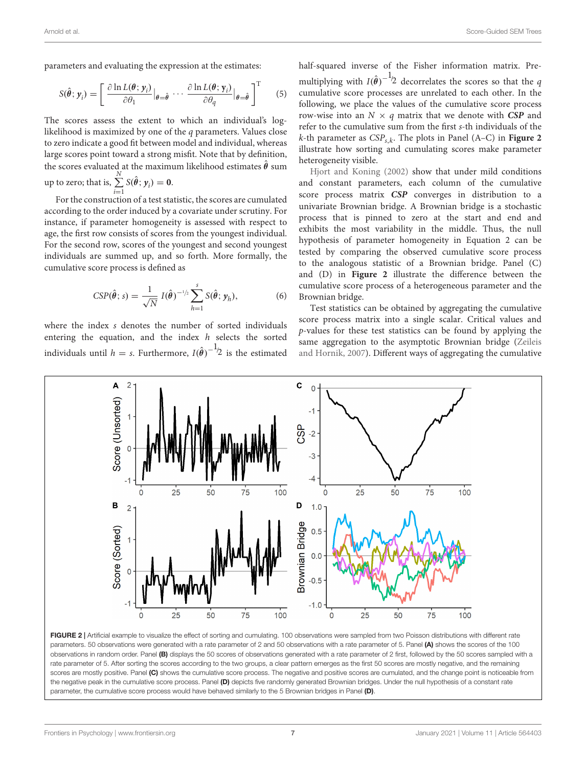parameters and evaluating the expression at the estimates:

$$S(\hat{\boldsymbol{\theta}}; \boldsymbol{y}_i) = \left[ \frac{\partial \ln L(\boldsymbol{\theta}; \boldsymbol{y}_i)}{\partial \theta_1}\Big|_{\boldsymbol{\theta}=\hat{\boldsymbol{\theta}}} \cdots \frac{\partial \ln L(\boldsymbol{\theta}; \mathbf{y}_i)}{\partial \theta_q}\Big|_{\boldsymbol{\theta}=\hat{\boldsymbol{\theta}}} \right]^{\mathrm{T}} \quad (5)$$

The scores assess the extent to which an individual's log-likelihood is maximized by one of the $q$ parameters. Values close to zero indicate a good fit between model and individual, whereas large scores point toward a strong misfit. Note that by definition, the scores evaluated at the maximum likelihood estimates $\hat{\boldsymbol{\theta}}$ sum up to zero; that is, $\sum_{i=1}^{N} S(\hat{\boldsymbol{\theta}}; \boldsymbol{y}_i) = \mathbf{0}$.

For the construction of a test statistic, the scores are cumulated according to the order induced by a covariate under scrutiny. For instance, if parameter homogeneity is assessed with respect to age, the first row consists of scores from the youngest individual. For the second row, scores of the youngest and second youngest individuals are summed up, and so forth. More formally, the cumulative score process is defined as

$$CSP(\hat{\boldsymbol{\theta}}; s) = \frac{1}{\sqrt{N}}\, I(\hat{\boldsymbol{\theta}})^{-1/2} \sum_{h=1}^{s} S(\hat{\boldsymbol{\theta}}; \boldsymbol{y}_h), \quad (6)$$

where the index $s$ denotes the number of sorted individuals entering the equation, and the index $h$ selects the sorted individuals until $h = s$. Furthermore, $I(\hat{\boldsymbol{\theta}})^{-1/2}$ is the estimated half-squared inverse of the Fisher information matrix. Pre-multiplying with $I(\hat{\boldsymbol{\theta}})^{-1/2}$ decorrelates the scores so that the $q$ cumulative score processes are unrelated to each other. In the following, we place the values of the cumulative score process row-wise into an $N \times q$ matrix that we denote with ***CSP*** and refer to the cumulative sum from the first $s$-th individuals of the $k$-th parameter as $CSP_{s,k}$. The plots in Panel (A–C) in **Figure 2** illustrate how sorting and cumulating scores make parameter heterogeneity visible.

Hjort and Koning (2002) show that under mild conditions and constant parameters, each column of the cumulative score process matrix ***CSP*** converges in distribution to a univariate Brownian bridge. A Brownian bridge is a stochastic process that is pinned to zero at the start and end and exhibits the most variability in the middle. Thus, the null hypothesis of parameter homogeneity in Equation 2 can be tested by comparing the observed cumulative score process to the analogous statistic of a Brownian bridge. Panel (C) and (D) in **Figure 2** illustrate the difference between the cumulative score process of a heterogeneous parameter and the Brownian bridge.

Test statistics can be obtained by aggregating the cumulative score process matrix into a single scalar. Critical values and $p$-values for these test statistics can be found by applying the same aggregation to the asymptotic Brownian bridge (Zeileis and Hornik, 2007). Different ways of aggregating the cumulative

**FIGURE 2 |** Artificial example to visualize the effect of sorting and cumulating. 100 observations were sampled from two Poisson distributions with different rate parameters. 50 observations were generated with a rate parameter of 2 and 50 observations with a rate parameter of 5. Panel **(A)** shows the scores of the 100 observations in random order. Panel **(B)** displays the 50 scores of observations generated with a rate parameter of 2 first, followed by the 50 scores sampled with a rate parameter of 5. After sorting the scores according to the two groups, a clear pattern emerges as the first 50 scores are mostly negative, and the remaining scores are mostly positive. Panel **(C)** shows the cumulative score process. The negative and positive scores are cumulated, and the change point is noticeable from the negative peak in the cumulative score process. Panel **(D)** depicts five randomly generated Brownian bridges. Under the null hypothesis of a constant rate parameter, the cumulative score process would have behaved similarly to the 5 Brownian bridges in Panel **(D)**.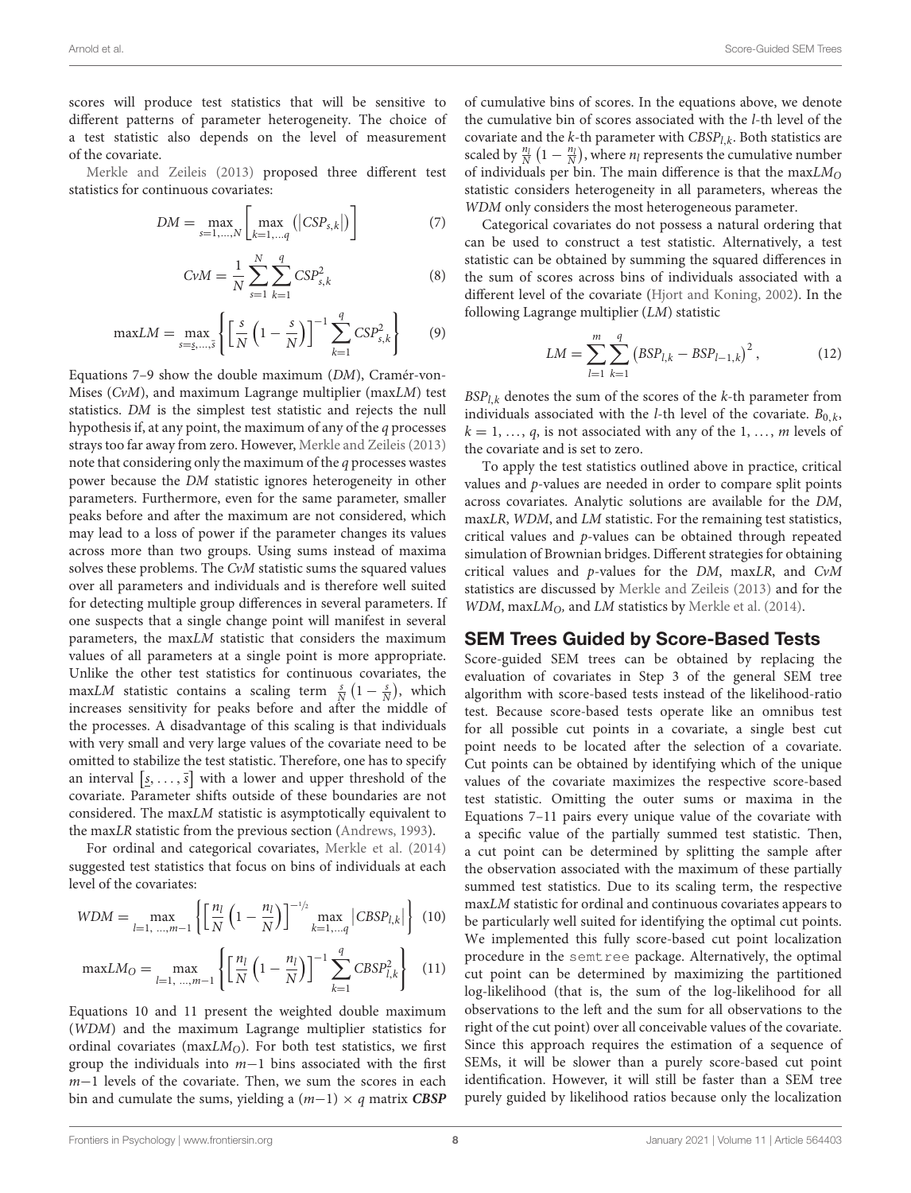scores will produce test statistics that will be sensitive to different patterns of parameter heterogeneity. The choice of a test statistic also depends on the level of measurement of the covariate.

Merkle and Zeileis (2013) proposed three different test statistics for continuous covariates:

$$DM = \max_{s=1,\ldots,N} \left[ \max_{k=1,\ldots q} \left( |CSP_{s,k}| \right) \right] \tag{7}$$

$$CvM = \frac{1}{N} \sum_{s=1}^{N} \sum_{k=1}^{q} CSP_{s,k}^2 \tag{8}$$

$$\max LM = \max_{s=\underline{s},\ldots,\bar{s}} \left\{ \left[ \frac{s}{N} \left( 1 - \frac{s}{N} \right) \right]^{-1} \sum_{k=1}^{q} CSP_{s,k}^2 \right\} \tag{9}$$

Equations 7–9 show the double maximum ($DM$), Cramér-von-Mises ($CvM$), and maximum Lagrange multiplier (max$LM$) test statistics. $DM$ is the simplest test statistic and rejects the null hypothesis if, at any point, the maximum of any of the $q$ processes strays too far away from zero. However, Merkle and Zeileis (2013) note that considering only the maximum of the $q$ processes wastes power because the $DM$ statistic ignores heterogeneity in other parameters. Furthermore, even for the same parameter, smaller peaks before and after the maximum are not considered, which may lead to a loss of power if the parameter changes its values across more than two groups. Using sums instead of maxima solves these problems. The $CvM$ statistic sums the squared values over all parameters and individuals and is therefore well suited for detecting multiple group differences in several parameters. If one suspects that a single change point will manifest in several parameters, the max$LM$ statistic that considers the maximum values of all parameters at a single point is more appropriate. Unlike the other test statistics for continuous covariates, the max$LM$ statistic contains a scaling term $\frac{s}{N}\left(1 - \frac{s}{N}\right)$, which increases sensitivity for peaks before and after the middle of the processes. A disadvantage of this scaling is that individuals with very small and very large values of the covariate need to be omitted to stabilize the test statistic. Therefore, one has to specify an interval $\left[\underline{s}, \ldots, \bar{s}\right]$ with a lower and upper threshold of the covariate. Parameter shifts outside of these boundaries are not considered. The max$LM$ statistic is asymptotically equivalent to the max$LR$ statistic from the previous section (Andrews, 1993).

For ordinal and categorical covariates, Merkle et al. (2014) suggested test statistics that focus on bins of individuals at each level of the covariates:

$$WDM = \max_{l=1,\ldots,m-1} \left\{ \left[ \frac{n_l}{N} \left( 1 - \frac{n_l}{N} \right) \right]^{-1/2} \max_{k=1,\ldots q} \left| CBSP_{l,k} \right| \right\} \tag{10}$$

$$\max LM_O = \max_{l=1,\ldots,m-1} \left\{ \left[ \frac{n_l}{N} \left( 1 - \frac{n_l}{N} \right) \right]^{-1} \sum_{k=1}^{q} CBSP_{l,k}^2 \right\} \tag{11}$$

Equations 10 and 11 present the weighted double maximum ($WDM$) and the maximum Lagrange multiplier statistics for ordinal covariates (max$LM_O$). For both test statistics, we first group the individuals into $m-1$ bins associated with the first $m-1$ levels of the covariate. Then, we sum the scores in each bin and cumulate the sums, yielding a $(m-1) \times q$ matrix $\boldsymbol{CBSP}$ of cumulative bins of scores. In the equations above, we denote the cumulative bin of scores associated with the $l$-th level of the covariate and the $k$-th parameter with $CBSP_{l,k}$. Both statistics are scaled by $\frac{n_l}{N}\left(1 - \frac{n_l}{N}\right)$, where $n_l$ represents the cumulative number of individuals per bin. The main difference is that the max$LM_O$ statistic considers heterogeneity in all parameters, whereas the $WDM$ only considers the most heterogeneous parameter.

Categorical covariates do not possess a natural ordering that can be used to construct a test statistic. Alternatively, a test statistic can be obtained by summing the squared differences in the sum of scores across bins of individuals associated with a different level of the covariate (Hjort and Koning, 2002). In the following Lagrange multiplier ($LM$) statistic

$$LM = \sum_{l=1}^{m} \sum_{k=1}^{q} \left( BSP_{l,k} - BSP_{l-1,k} \right)^2, \tag{12}$$

$BSP_{l,k}$ denotes the sum of the scores of the $k$-th parameter from individuals associated with the $l$-th level of the covariate. $B_{0,k}$, $k = 1, \ldots, q$, is not associated with any of the $1, \ldots, m$ levels of the covariate and is set to zero.

To apply the test statistics outlined above in practice, critical values and $p$-values are needed in order to compare split points across covariates. Analytic solutions are available for the $DM$, max$LR$, $WDM$, and $LM$ statistic. For the remaining test statistics, critical values and $p$-values can be obtained through repeated simulation of Brownian bridges. Different strategies for obtaining critical values and $p$-values for the $DM$, max$LR$, and $CvM$ statistics are discussed by Merkle and Zeileis (2013) and for the $WDM$, max$LM_O$, and $LM$ statistics by Merkle et al. (2014).

## SEM Trees Guided by Score-Based Tests

Score-guided SEM trees can be obtained by replacing the evaluation of covariates in Step 3 of the general SEM tree algorithm with score-based tests instead of the likelihood-ratio test. Because score-based tests operate like an omnibus test for all possible cut points in a covariate, a single best cut point needs to be located after the selection of a covariate. Cut points can be obtained by identifying which of the unique values of the covariate maximizes the respective score-based test statistic. Omitting the outer sums or maxima in the Equations 7–11 pairs every unique value of the covariate with a specific value of the partially summed test statistic. Then, a cut point can be determined by splitting the sample after the observation associated with the maximum of these partially summed test statistics. Due to its scaling term, the respective max$LM$ statistic for ordinal and continuous covariates appears to be particularly well suited for identifying the optimal cut points. We implemented this fully score-based cut point localization procedure in the `semtree` package. Alternatively, the optimal cut point can be determined by maximizing the partitioned log-likelihood (that is, the sum of the log-likelihood for all observations to the left and the sum for all observations to the right of the cut point) over all conceivable values of the covariate. Since this approach requires the estimation of a sequence of SEMs, it will be slower than a purely score-based cut point identification. However, it will still be faster than a SEM tree purely guided by likelihood ratios because only the localization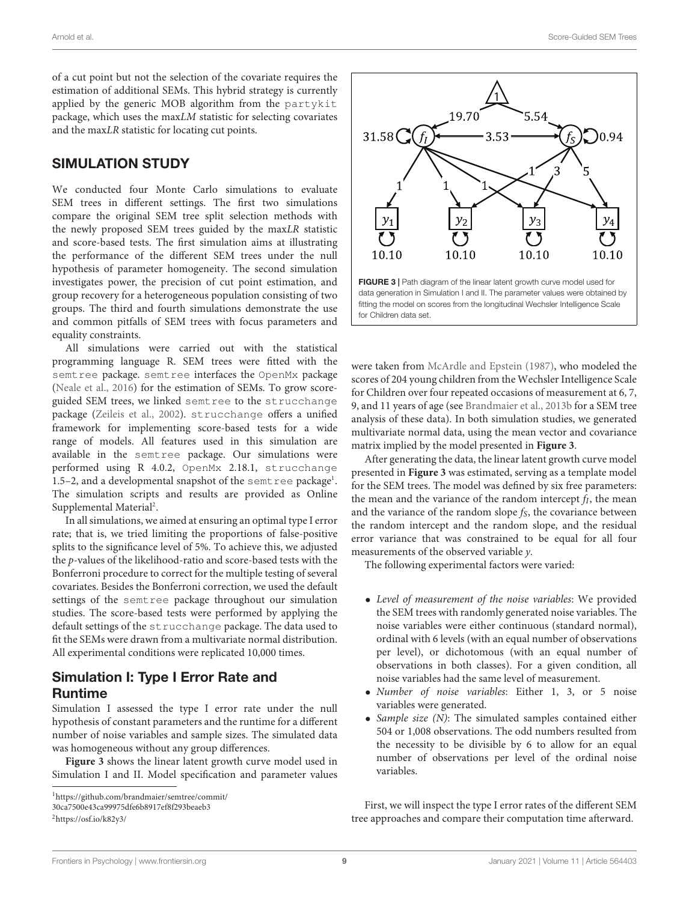of a cut point but not the selection of the covariate requires the estimation of additional SEMs. This hybrid strategy is currently applied by the generic MOB algorithm from the partykit package, which uses the max*LM* statistic for selecting covariates and the max*LR* statistic for locating cut points.

## SIMULATION STUDY

We conducted four Monte Carlo simulations to evaluate SEM trees in different settings. The first two simulations compare the original SEM tree split selection methods with the newly proposed SEM trees guided by the max*LR* statistic and score-based tests. The first simulation aims at illustrating the performance of the different SEM trees under the null hypothesis of parameter homogeneity. The second simulation investigates power, the precision of cut point estimation, and group recovery for a heterogeneous population consisting of two groups. The third and fourth simulations demonstrate the use and common pitfalls of SEM trees with focus parameters and equality constraints.

All simulations were carried out with the statistical programming language R. SEM trees were fitted with the semtree package. semtree interfaces the OpenMx package (Neale et al., 2016) for the estimation of SEMs. To grow score-guided SEM trees, we linked semtree to the strucchange package (Zeileis et al., 2002). strucchange offers a unified framework for implementing score-based tests for a wide range of models. All features used in this simulation are available in the semtree package. Our simulations were performed using R 4.0.2, OpenMx 2.18.1, strucchange 1.5–2, and a developmental snapshot of the semtree package[1]. The simulation scripts and results are provided as Online Supplemental Material[2].

In all simulations, we aimed at ensuring an optimal type I error rate; that is, we tried limiting the proportions of false-positive splits to the significance level of 5%. To achieve this, we adjusted the *p*-values of the likelihood-ratio and score-based tests with the Bonferroni procedure to correct for the multiple testing of several covariates. Besides the Bonferroni correction, we used the default settings of the semtree package throughout our simulation studies. The score-based tests were performed by applying the default settings of the strucchange package. The data used to fit the SEMs were drawn from a multivariate normal distribution. All experimental conditions were replicated 10,000 times.

### Simulation I: Type I Error Rate and Runtime

Simulation I assessed the type I error rate under the null hypothesis of constant parameters and the runtime for a different number of noise variables and sample sizes. The simulated data was homogeneous without any group differences.

**Figure 3** shows the linear latent growth curve model used in Simulation I and II. Model specification and parameter values were taken from McArdle and Epstein (1987), who modeled the scores of 204 young children from the Wechsler Intelligence Scale for Children over four repeated occasions of measurement at 6, 7, 9, and 11 years of age (see Brandmaier et al., 2013b for a SEM tree analysis of these data). In both simulation studies, we generated multivariate normal data, using the mean vector and covariance matrix implied by the model presented in **Figure 3**.

**FIGURE 3 |** Path diagram of the linear latent growth curve model used for data generation in Simulation I and II. The parameter values were obtained by fitting the model on scores from the longitudinal Wechsler Intelligence Scale for Children data set.

After generating the data, the linear latent growth curve model presented in **Figure 3** was estimated, serving as a template model for the SEM trees. The model was defined by six free parameters: the mean and the variance of the random intercept $f_I$, the mean and the variance of the random slope $f_S$, the covariance between the random intercept and the random slope, and the residual error variance that was constrained to be equal for all four measurements of the observed variable $y$.

The following experimental factors were varied:

- *Level of measurement of the noise variables*: We provided the SEM trees with randomly generated noise variables. The noise variables were either continuous (standard normal), ordinal with 6 levels (with an equal number of observations per level), or dichotomous (with an equal number of observations in both classes). For a given condition, all noise variables had the same level of measurement.
- *Number of noise variables*: Either 1, 3, or 5 noise variables were generated.
- *Sample size (N)*: The simulated samples contained either 504 or 1,008 observations. The odd numbers resulted from the necessity to be divisible by 6 to allow for an equal number of observations per level of the ordinal noise variables.

First, we will inspect the type I error rates of the different SEM tree approaches and compare their computation time afterward.

[1] https://github.com/brandmaier/semtree/commit/30ca7500e43ca99975dfe6b8917ef8f293beaeb3

[2] https://osf.io/k82y3/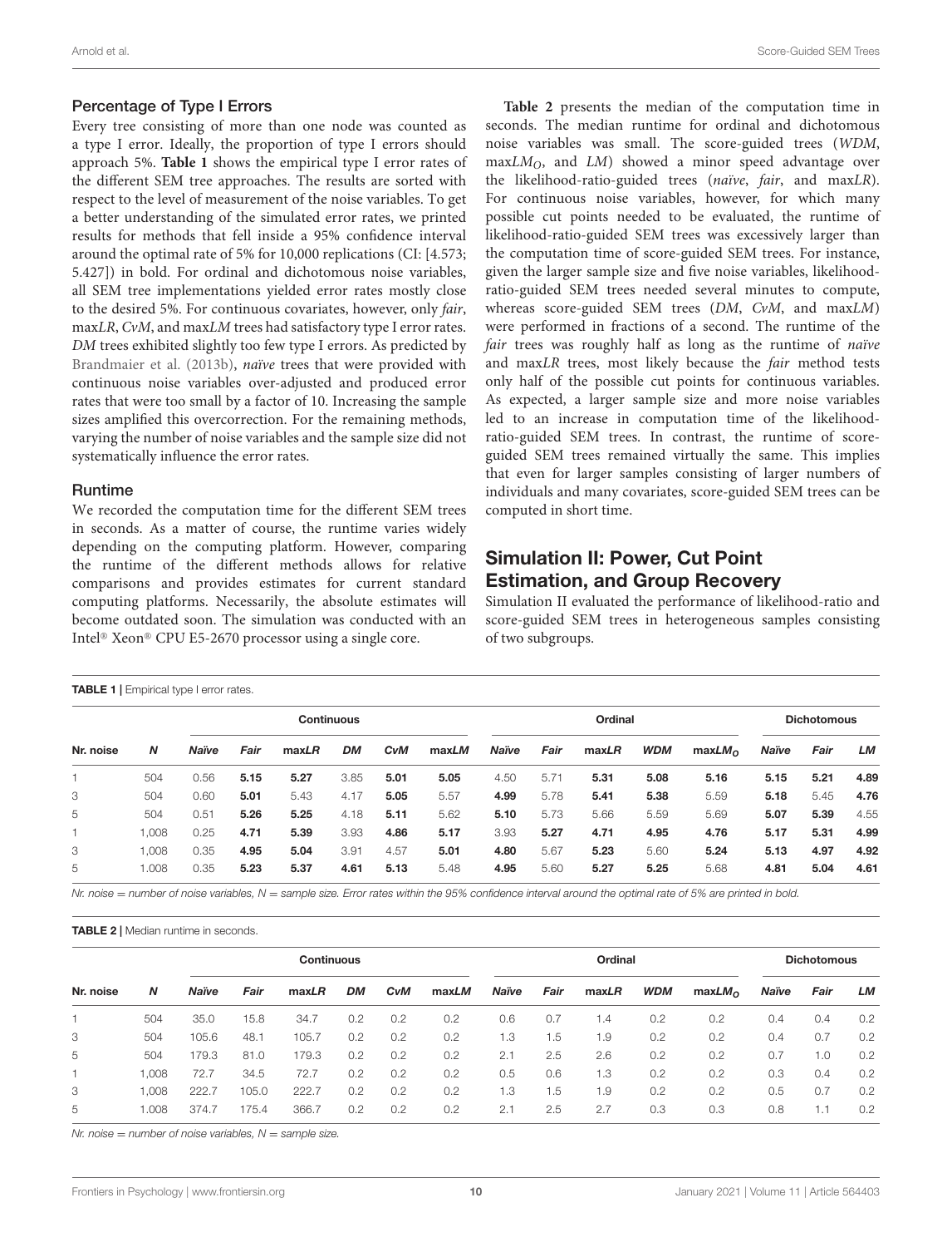### Percentage of Type I Errors

Every tree consisting of more than one node was counted as a type I error. Ideally, the proportion of type I errors should approach 5%. **Table 1** shows the empirical type I error rates of the different SEM tree approaches. The results are sorted with respect to the level of measurement of the noise variables. To get a better understanding of the simulated error rates, we printed results for methods that fell inside a 95% confidence interval around the optimal rate of 5% for 10,000 replications (CI: [4.573; 5.427]) in bold. For ordinal and dichotomous noise variables, all SEM tree implementations yielded error rates mostly close to the desired 5%. For continuous covariates, however, only *fair*, max*LR*, *CvM*, and max*LM* trees had satisfactory type I error rates. *DM* trees exhibited slightly too few type I errors. As predicted by Brandmaier et al. (2013b), *naïve* trees that were provided with continuous noise variables over-adjusted and produced error rates that were too small by a factor of 10. Increasing the sample sizes amplified this overcorrection. For the remaining methods, varying the number of noise variables and the sample size did not systematically influence the error rates.

### Runtime

We recorded the computation time for the different SEM trees in seconds. As a matter of course, the runtime varies widely depending on the computing platform. However, comparing the runtime of the different methods allows for relative comparisons and provides estimates for current standard computing platforms. Necessarily, the absolute estimates will become outdated soon. The simulation was conducted with an Intel® Xeon® CPU E5-2670 processor using a single core.

**Table 2** presents the median of the computation time in seconds. The median runtime for ordinal and dichotomous noise variables was small. The score-guided trees (*WDM*, max$LM_O$, and *LM*) showed a minor speed advantage over the likelihood-ratio-guided trees (*naïve*, *fair*, and max*LR*). For continuous noise variables, however, for which many possible cut points needed to be evaluated, the runtime of likelihood-ratio-guided SEM trees was excessively larger than the computation time of score-guided SEM trees. For instance, given the larger sample size and five noise variables, likelihood-ratio-guided SEM trees needed several minutes to compute, whereas score-guided SEM trees (*DM*, *CvM*, and max*LM*) were performed in fractions of a second. The runtime of the *fair* trees was roughly half as long as the runtime of *naïve* and max*LR* trees, most likely because the *fair* method tests only half of the possible cut points for continuous variables. As expected, a larger sample size and more noise variables led to an increase in computation time of the likelihood-ratio-guided SEM trees. In contrast, the runtime of score-guided SEM trees remained virtually the same. This implies that even for larger samples consisting of larger numbers of individuals and many covariates, score-guided SEM trees can be computed in short time.

## Simulation II: Power, Cut Point Estimation, and Group Recovery

Simulation II evaluated the performance of likelihood-ratio and score-guided SEM trees in heterogeneous samples consisting of two subgroups.

**TABLE 1** | Empirical type I error rates.

| | | Continuous | | | | | | Ordinal | | | | | Dichotomous | | |
|---|---|---|---|---|---|---|---|---|---|---|---|---|---|---|---|
| **Nr. noise** | ***N*** | ***Naïve*** | ***Fair*** | **max*LR*** | ***DM*** | ***CvM*** | **max*LM*** | ***Naïve*** | ***Fair*** | **max*LR*** | ***WDM*** | **max$LM_O$** | ***Naïve*** | ***Fair*** | ***LM*** |
| 1 | 504 | 0.56 | **5.15** | **5.27** | 3.85 | **5.01** | **5.05** | 4.50 | 5.71 | **5.31** | **5.08** | **5.16** | **5.15** | **5.21** | **4.89** |
| 3 | 504 | 0.60 | **5.01** | 5.43 | 4.17 | **5.05** | 5.57 | **4.99** | 5.78 | **5.41** | **5.38** | 5.59 | **5.18** | 5.45 | **4.76** |
| 5 | 504 | 0.51 | **5.26** | **5.25** | 4.18 | **5.11** | 5.62 | **5.10** | 5.73 | 5.66 | 5.59 | 5.69 | **5.07** | **5.39** | 4.55 |
| 1 | 1,008 | 0.25 | **4.71** | **5.39** | 3.93 | **4.86** | **5.17** | 3.93 | **5.27** | **4.71** | **4.95** | **4.76** | **5.17** | **5.31** | **4.99** |
| 3 | 1,008 | 0.35 | **4.95** | **5.04** | 3.91 | 4.57 | **5.01** | **4.80** | 5.67 | **5.23** | 5.60 | **5.24** | **5.13** | **4.97** | **4.92** |
| 5 | 1.008 | 0.35 | **5.23** | **5.37** | **4.61** | **5.13** | 5.48 | **4.95** | 5.60 | **5.27** | **5.25** | 5.68 | **4.81** | **5.04** | **4.61** |

*Nr. noise = number of noise variables, N = sample size. Error rates within the 95% confidence interval around the optimal rate of 5% are printed in bold.*

**TABLE 2** | Median runtime in seconds.

| | | Continuous | | | | | | Ordinal | | | | | Dichotomous | | |
|---|---|---|---|---|---|---|---|---|---|---|---|---|---|---|---|
| **Nr. noise** | ***N*** | ***Naïve*** | ***Fair*** | **max*LR*** | ***DM*** | ***CvM*** | **max*LM*** | ***Naïve*** | ***Fair*** | **max*LR*** | ***WDM*** | **max$LM_O$** | ***Naïve*** | ***Fair*** | ***LM*** |
| 1 | 504 | 35.0 | 15.8 | 34.7 | 0.2 | 0.2 | 0.2 | 0.6 | 0.7 | 1.4 | 0.2 | 0.2 | 0.4 | 0.4 | 0.2 |
| 3 | 504 | 105.6 | 48.1 | 105.7 | 0.2 | 0.2 | 0.2 | 1.3 | 1.5 | 1.9 | 0.2 | 0.2 | 0.4 | 0.7 | 0.2 |
| 5 | 504 | 179.3 | 81.0 | 179.3 | 0.2 | 0.2 | 0.2 | 2.1 | 2.5 | 2.6 | 0.2 | 0.2 | 0.7 | 1.0 | 0.2 |
| 1 | 1,008 | 72.7 | 34.5 | 72.7 | 0.2 | 0.2 | 0.2 | 0.5 | 0.6 | 1.3 | 0.2 | 0.2 | 0.3 | 0.4 | 0.2 |
| 3 | 1,008 | 222.7 | 105.0 | 222.7 | 0.2 | 0.2 | 0.2 | 1.3 | 1.5 | 1.9 | 0.2 | 0.2 | 0.5 | 0.7 | 0.2 |
| 5 | 1.008 | 374.7 | 175.4 | 366.7 | 0.2 | 0.2 | 0.2 | 2.1 | 2.5 | 2.7 | 0.3 | 0.3 | 0.8 | 1.1 | 0.2 |

*Nr. noise = number of noise variables, N = sample size.*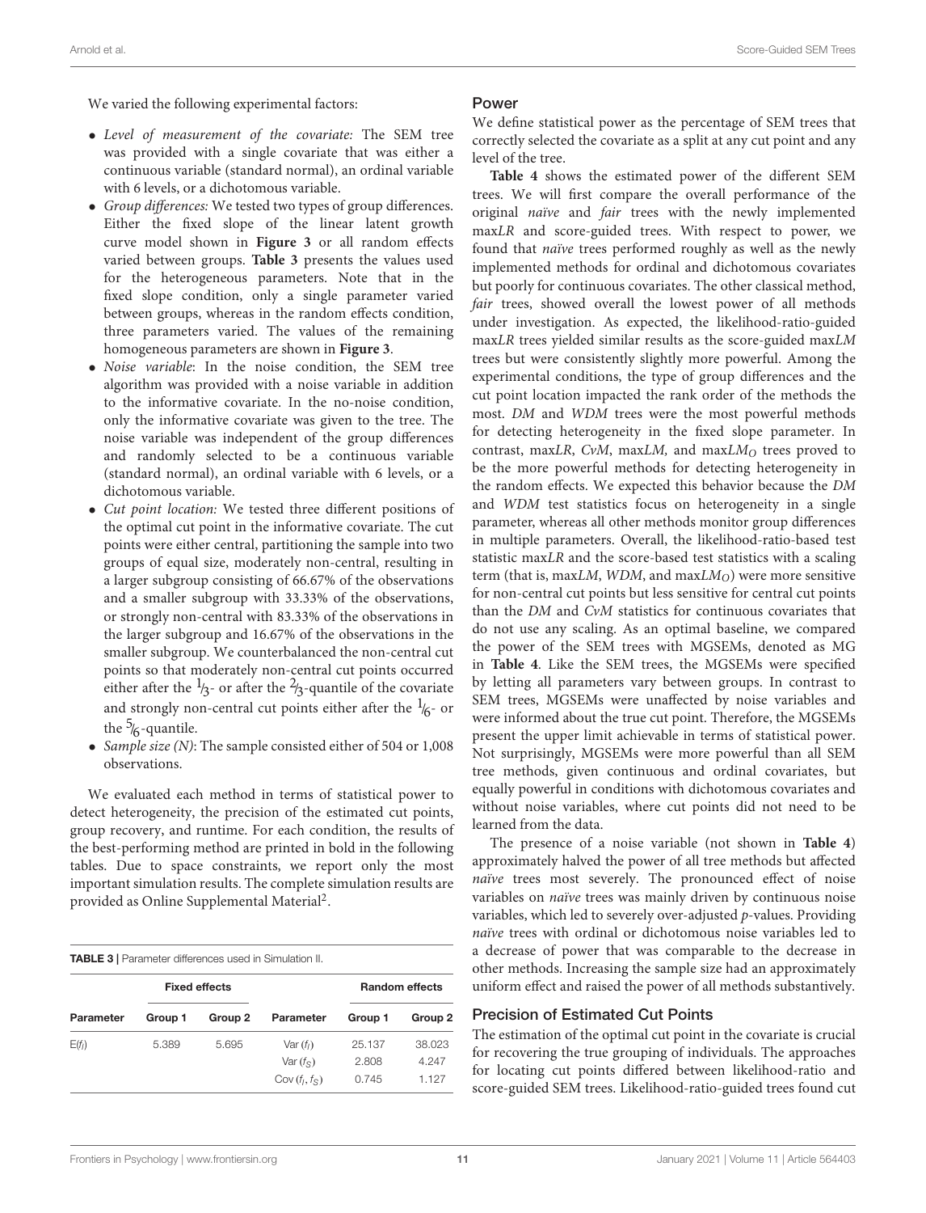We varied the following experimental factors:

- *Level of measurement of the covariate:* The SEM tree was provided with a single covariate that was either a continuous variable (standard normal), an ordinal variable with 6 levels, or a dichotomous variable.
- *Group differences:* We tested two types of group differences. Either the fixed slope of the linear latent growth curve model shown in **Figure 3** or all random effects varied between groups. **Table 3** presents the values used for the heterogeneous parameters. Note that in the fixed slope condition, only a single parameter varied between groups, whereas in the random effects condition, three parameters varied. The values of the remaining homogeneous parameters are shown in **Figure 3**.
- *Noise variable*: In the noise condition, the SEM tree algorithm was provided with a noise variable in addition to the informative covariate. In the no-noise condition, only the informative covariate was given to the tree. The noise variable was independent of the group differences and randomly selected to be a continuous variable (standard normal), an ordinal variable with 6 levels, or a dichotomous variable.
- *Cut point location:* We tested three different positions of the optimal cut point in the informative covariate. The cut points were either central, partitioning the sample into two groups of equal size, moderately non-central, resulting in a larger subgroup consisting of 66.67% of the observations and a smaller subgroup with 33.33% of the observations, or strongly non-central with 83.33% of the observations in the larger subgroup and 16.67% of the observations in the smaller subgroup. We counterbalanced the non-central cut points so that moderately non-central cut points occurred either after the $\frac{1}{3}$- or after the $\frac{2}{3}$-quantile of the covariate and strongly non-central cut points either after the $\frac{1}{6}$- or the $\frac{5}{6}$-quantile.
- *Sample size (N)*: The sample consisted either of 504 or 1,008 observations.

We evaluated each method in terms of statistical power to detect heterogeneity, the precision of the estimated cut points, group recovery, and runtime. For each condition, the results of the best-performing method are printed in bold in the following tables. Due to space constraints, we report only the most important simulation results. The complete simulation results are provided as Online Supplemental Material[2].

**TABLE 3** | Parameter differences used in Simulation II.

| Fixed effects | | | Random effects | | |
|---|---|---|---|---|---|
| **Parameter** | **Group 1** | **Group 2** | **Parameter** | **Group 1** | **Group 2** |
| $E(f_I)$ | 5.389 | 5.695 | $\mathrm{Var}(f_I)$ | 25.137 | 38.023 |
| | | | $\mathrm{Var}(f_S)$ | 2.808 | 4.247 |
| | | | $\mathrm{Cov}(f_I, f_S)$ | 0.745 | 1.127 |

## Power

We define statistical power as the percentage of SEM trees that correctly selected the covariate as a split at any cut point and any level of the tree.

**Table 4** shows the estimated power of the different SEM trees. We will first compare the overall performance of the original *naïve* and *fair* trees with the newly implemented max*LR* and score-guided trees. With respect to power, we found that *naïve* trees performed roughly as well as the newly implemented methods for ordinal and dichotomous covariates but poorly for continuous covariates. The other classical method, *fair* trees, showed overall the lowest power of all methods under investigation. As expected, the likelihood-ratio-guided max*LR* trees yielded similar results as the score-guided max*LM* trees but were consistently slightly more powerful. Among the experimental conditions, the type of group differences and the cut point location impacted the rank order of the methods the most. *DM* and *WDM* trees were the most powerful methods for detecting heterogeneity in the fixed slope parameter. In contrast, max*LR*, *CvM*, max*LM,* and max$LM_O$ trees proved to be the more powerful methods for detecting heterogeneity in the random effects. We expected this behavior because the *DM* and *WDM* test statistics focus on heterogeneity in a single parameter, whereas all other methods monitor group differences in multiple parameters. Overall, the likelihood-ratio-based test statistic max*LR* and the score-based test statistics with a scaling term (that is, max*LM*, *WDM*, and max$LM_O$) were more sensitive for non-central cut points but less sensitive for central cut points than the *DM* and *CvM* statistics for continuous covariates that do not use any scaling. As an optimal baseline, we compared the power of the SEM trees with MGSEMs, denoted as MG in **Table 4**. Like the SEM trees, the MGSEMs were specified by letting all parameters vary between groups. In contrast to SEM trees, MGSEMs were unaffected by noise variables and were informed about the true cut point. Therefore, the MGSEMs present the upper limit achievable in terms of statistical power. Not surprisingly, MGSEMs were more powerful than all SEM tree methods, given continuous and ordinal covariates, but equally powerful in conditions with dichotomous covariates and without noise variables, where cut points did not need to be learned from the data.

The presence of a noise variable (not shown in **Table 4**) approximately halved the power of all tree methods but affected *naïve* trees most severely. The pronounced effect of noise variables on *naïve* trees was mainly driven by continuous noise variables, which led to severely over-adjusted $p$-values. Providing *naïve* trees with ordinal or dichotomous noise variables led to a decrease of power that was comparable to the decrease in other methods. Increasing the sample size had an approximately uniform effect and raised the power of all methods substantively.

## Precision of Estimated Cut Points

The estimation of the optimal cut point in the covariate is crucial for recovering the true grouping of individuals. The approaches for locating cut points differed between likelihood-ratio and score-guided SEM trees. Likelihood-ratio-guided trees found cut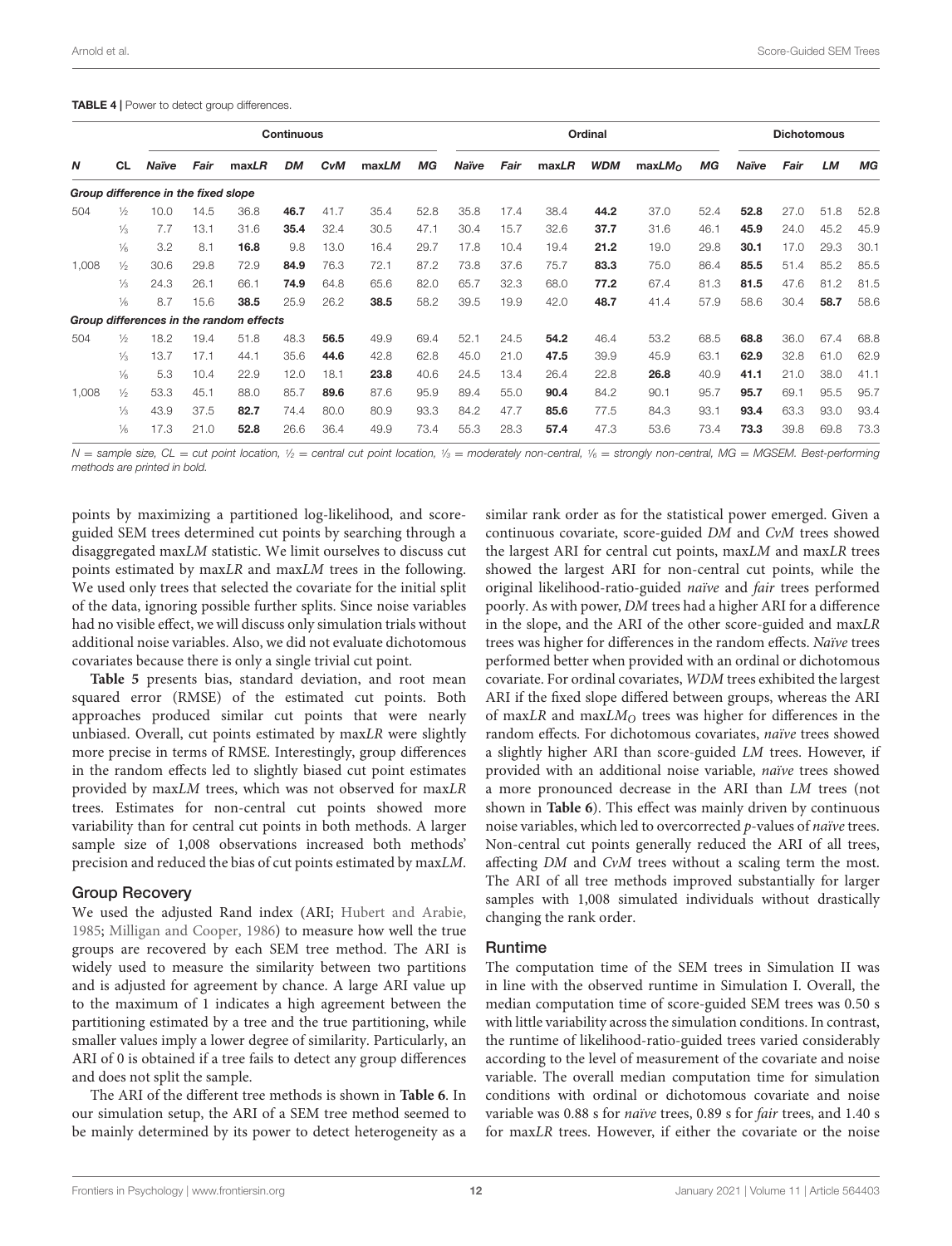**TABLE 4 |** Power to detect group differences.

| | | Continuous | | | | | | | Ordinal | | | | | | Dichotomous | | | |
|---|---|---|---|---|---|---|---|---|---|---|---|---|---|---|---|---|---|---|
| ***N*** | **CL** | ***Naïve*** | ***Fair*** | **max*LR*** | ***DM*** | ***CvM*** | **max*LM*** | ***MG*** | ***Naïve*** | ***Fair*** | **max*LR*** | ***WDM*** | **max*LM*$_O$** | ***MG*** | ***Naïve*** | ***Fair*** | ***LM*** | ***MG*** |
| ***Group difference in the fixed slope*** | | | | | | | | | | | | | | | | | | |
| 504 | ½ | 10.0 | 14.5 | 36.8 | **46.7** | 41.7 | 35.4 | 52.8 | 35.8 | 17.4 | 38.4 | **44.2** | 37.0 | 52.4 | **52.8** | 27.0 | 51.8 | 52.8 |
| | ⅓ | 7.7 | 13.1 | 31.6 | **35.4** | 32.4 | 30.5 | 47.1 | 30.4 | 15.7 | 32.6 | **37.7** | 31.6 | 46.1 | **45.9** | 24.0 | 45.2 | 45.9 |
| | ⅙ | 3.2 | 8.1 | **16.8** | 9.8 | 13.0 | 16.4 | 29.7 | 17.8 | 10.4 | 19.4 | **21.2** | 19.0 | 29.8 | **30.1** | 17.0 | 29.3 | 30.1 |
| 1,008 | ½ | 30.6 | 29.8 | 72.9 | **84.9** | 76.3 | 72.1 | 87.2 | 73.8 | 37.6 | 75.7 | **83.3** | 75.0 | 86.4 | **85.5** | 51.4 | 85.2 | 85.5 |
| | ⅓ | 24.3 | 26.1 | 66.1 | **74.9** | 64.8 | 65.6 | 82.0 | 65.7 | 32.3 | 68.0 | **77.2** | 67.4 | 81.3 | **81.5** | 47.6 | 81.2 | 81.5 |
| | ⅙ | 8.7 | 15.6 | **38.5** | 25.9 | 26.2 | **38.5** | 58.2 | 39.5 | 19.9 | 42.0 | **48.7** | 41.4 | 57.9 | 58.6 | 30.4 | **58.7** | 58.6 |
| ***Group differences in the random effects*** | | | | | | | | | | | | | | | | | | |
| 504 | ½ | 18.2 | 19.4 | 51.8 | 48.3 | **56.5** | 49.9 | 69.4 | 52.1 | 24.5 | **54.2** | 46.4 | 53.2 | 68.5 | **68.8** | 36.0 | 67.4 | 68.8 |
| | ⅓ | 13.7 | 17.1 | 44.1 | 35.6 | **44.6** | 42.8 | 62.8 | 45.0 | 21.0 | **47.5** | 39.9 | 45.9 | 63.1 | **62.9** | 32.8 | 61.0 | 62.9 |
| | ⅙ | 5.3 | 10.4 | 22.9 | 12.0 | 18.1 | **23.8** | 40.6 | 24.5 | 13.4 | 26.4 | 22.8 | **26.8** | 40.9 | **41.1** | 21.0 | 38.0 | 41.1 |
| 1,008 | ½ | 53.3 | 45.1 | 88.0 | 85.7 | **89.6** | 87.6 | 95.9 | 89.4 | 55.0 | **90.4** | 84.2 | 90.1 | 95.7 | **95.7** | 69.1 | 95.5 | 95.7 |
| | ⅓ | 43.9 | 37.5 | **82.7** | 74.4 | 80.0 | 80.9 | 93.3 | 84.2 | 47.7 | **85.6** | 77.5 | 84.3 | 93.1 | **93.4** | 63.3 | 93.0 | 93.4 |
| | ⅙ | 17.3 | 21.0 | **52.8** | 26.6 | 36.4 | 49.9 | 73.4 | 55.3 | 28.3 | **57.4** | 47.3 | 53.6 | 73.4 | **73.3** | 39.8 | 69.8 | 73.3 |

*N = sample size, CL = cut point location, ½ = central cut point location, ⅓ = moderately non-central, ⅙ = strongly non-central, MG = MGSEM. Best-performing methods are printed in bold.*

points by maximizing a partitioned log-likelihood, and score-guided SEM trees determined cut points by searching through a disaggregated max*LM* statistic. We limit ourselves to discuss cut points estimated by max*LR* and max*LM* trees in the following. We used only trees that selected the covariate for the initial split of the data, ignoring possible further splits. Since noise variables had no visible effect, we will discuss only simulation trials without additional noise variables. Also, we did not evaluate dichotomous covariates because there is only a single trivial cut point.

**Table 5** presents bias, standard deviation, and root mean squared error (RMSE) of the estimated cut points. Both approaches produced similar cut points that were nearly unbiased. Overall, cut points estimated by max*LR* were slightly more precise in terms of RMSE. Interestingly, group differences in the random effects led to slightly biased cut point estimates provided by max*LM* trees, which was not observed for max*LR* trees. Estimates for non-central cut points showed more variability than for central cut points in both methods. A larger sample size of 1,008 observations increased both methods' precision and reduced the bias of cut points estimated by max*LM*.

### Group Recovery

We used the adjusted Rand index (ARI; Hubert and Arabie, 1985; Milligan and Cooper, 1986) to measure how well the true groups are recovered by each SEM tree method. The ARI is widely used to measure the similarity between two partitions and is adjusted for agreement by chance. A large ARI value up to the maximum of 1 indicates a high agreement between the partitioning estimated by a tree and the true partitioning, while smaller values imply a lower degree of similarity. Particularly, an ARI of 0 is obtained if a tree fails to detect any group differences and does not split the sample.

The ARI of the different tree methods is shown in **Table 6**. In our simulation setup, the ARI of a SEM tree method seemed to be mainly determined by its power to detect heterogeneity as a similar rank order as for the statistical power emerged. Given a continuous covariate, score-guided *DM* and *CvM* trees showed the largest ARI for central cut points, max*LM* and max*LR* trees showed the largest ARI for non-central cut points, while the original likelihood-ratio-guided *naïve* and *fair* trees performed poorly. As with power, *DM* trees had a higher ARI for a difference in the slope, and the ARI of the other score-guided and max*LR* trees was higher for differences in the random effects. *Naïve* trees performed better when provided with an ordinal or dichotomous covariate. For ordinal covariates, *WDM* trees exhibited the largest ARI if the fixed slope differed between groups, whereas the ARI of max*LR* and max*LM*$_O$ trees was higher for differences in the random effects. For dichotomous covariates, *naïve* trees showed a slightly higher ARI than score-guided *LM* trees. However, if provided with an additional noise variable, *naïve* trees showed a more pronounced decrease in the ARI than *LM* trees (not shown in **Table 6**). This effect was mainly driven by continuous noise variables, which led to overcorrected *p*-values of *naïve* trees. Non-central cut points generally reduced the ARI of all trees, affecting *DM* and *CvM* trees without a scaling term the most. The ARI of all tree methods improved substantially for larger samples with 1,008 simulated individuals without drastically changing the rank order.

### Runtime

The computation time of the SEM trees in Simulation II was in line with the observed runtime in Simulation I. Overall, the median computation time of score-guided SEM trees was 0.50 s with little variability across the simulation conditions. In contrast, the runtime of likelihood-ratio-guided trees varied considerably according to the level of measurement of the covariate and noise variable. The overall median computation time for simulation conditions with ordinal or dichotomous covariate and noise variable was 0.88 s for *naïve* trees, 0.89 s for *fair* trees, and 1.40 s for max*LR* trees. However, if either the covariate or the noise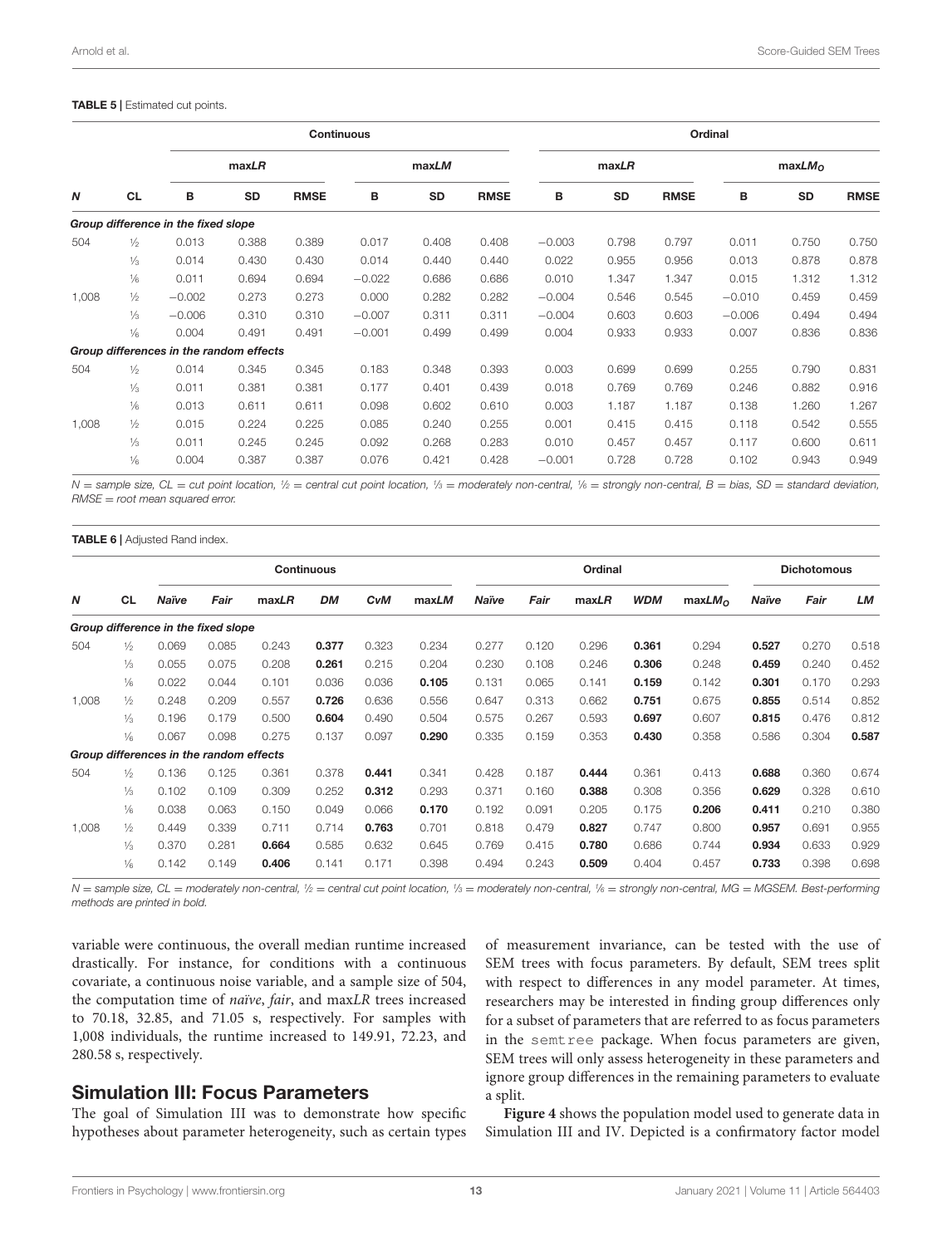**TABLE 5 |** Estimated cut points.

| | | Continuous | | | | | | Ordinal | | | | | |
|---|---|---|---|---|---|---|---|---|---|---|---|---|---|
| | | max*LR* | | | max*LM* | | | max*LR* | | | max$LM_O$ | | |
| ***N*** | **CL** | **B** | **SD** | **RMSE** | **B** | **SD** | **RMSE** | **B** | **SD** | **RMSE** | **B** | **SD** | **RMSE** |
| ***Group difference in the fixed slope*** | | | | | | | | | | | | | |
| 504 | ½ | 0.013 | 0.388 | 0.389 | 0.017 | 0.408 | 0.408 | −0.003 | 0.798 | 0.797 | 0.011 | 0.750 | 0.750 |
| | ⅓ | 0.014 | 0.430 | 0.430 | 0.014 | 0.440 | 0.440 | 0.022 | 0.955 | 0.956 | 0.013 | 0.878 | 0.878 |
| | ⅙ | 0.011 | 0.694 | 0.694 | −0.022 | 0.686 | 0.686 | 0.010 | 1.347 | 1.347 | 0.015 | 1.312 | 1.312 |
| 1,008 | ½ | −0.002 | 0.273 | 0.273 | 0.000 | 0.282 | 0.282 | −0.004 | 0.546 | 0.545 | −0.010 | 0.459 | 0.459 |
| | ⅓ | −0.006 | 0.310 | 0.310 | −0.007 | 0.311 | 0.311 | −0.004 | 0.603 | 0.603 | −0.006 | 0.494 | 0.494 |
| | ⅙ | 0.004 | 0.491 | 0.491 | −0.001 | 0.499 | 0.499 | 0.004 | 0.933 | 0.933 | 0.007 | 0.836 | 0.836 |
| ***Group differences in the random effects*** | | | | | | | | | | | | | |
| 504 | ½ | 0.014 | 0.345 | 0.345 | 0.183 | 0.348 | 0.393 | 0.003 | 0.699 | 0.699 | 0.255 | 0.790 | 0.831 |
| | ⅓ | 0.011 | 0.381 | 0.381 | 0.177 | 0.401 | 0.439 | 0.018 | 0.769 | 0.769 | 0.246 | 0.882 | 0.916 |
| | ⅙ | 0.013 | 0.611 | 0.611 | 0.098 | 0.602 | 0.610 | 0.003 | 1.187 | 1.187 | 0.138 | 1.260 | 1.267 |
| 1,008 | ½ | 0.015 | 0.224 | 0.225 | 0.085 | 0.240 | 0.255 | 0.001 | 0.415 | 0.415 | 0.118 | 0.542 | 0.555 |
| | ⅓ | 0.011 | 0.245 | 0.245 | 0.092 | 0.268 | 0.283 | 0.010 | 0.457 | 0.457 | 0.117 | 0.600 | 0.611 |
| | ⅙ | 0.004 | 0.387 | 0.387 | 0.076 | 0.421 | 0.428 | −0.001 | 0.728 | 0.728 | 0.102 | 0.943 | 0.949 |

*N = sample size, CL = cut point location, ½ = central cut point location, ⅓ = moderately non-central, ⅙ = strongly non-central, B = bias, SD = standard deviation, RMSE = root mean squared error.*

**TABLE 6 |** Adjusted Rand index.

| | | Continuous | | | | | | Ordinal | | | | | Dichotomous | | |
|---|---|---|---|---|---|---|---|---|---|---|---|---|---|---|---|
| ***N*** | **CL** | ***Naïve*** | ***Fair*** | **max*LR*** | ***DM*** | ***CvM*** | **max*LM*** | ***Naïve*** | ***Fair*** | **max*LR*** | ***WDM*** | **max$LM_O$** | ***Naïve*** | ***Fair*** | ***LM*** |
| ***Group difference in the fixed slope*** | | | | | | | | | | | | | | | |
| 504 | ½ | 0.069 | 0.085 | 0.243 | **0.377** | 0.323 | 0.234 | 0.277 | 0.120 | 0.296 | **0.361** | 0.294 | **0.527** | 0.270 | 0.518 |
| | ⅓ | 0.055 | 0.075 | 0.208 | **0.261** | 0.215 | 0.204 | 0.230 | 0.108 | 0.246 | **0.306** | 0.248 | **0.459** | 0.240 | 0.452 |
| | ⅙ | 0.022 | 0.044 | 0.101 | 0.036 | 0.036 | **0.105** | 0.131 | 0.065 | 0.141 | **0.159** | 0.142 | **0.301** | 0.170 | 0.293 |
| 1,008 | ½ | 0.248 | 0.209 | 0.557 | **0.726** | 0.636 | 0.556 | 0.647 | 0.313 | 0.662 | **0.751** | 0.675 | **0.855** | 0.514 | 0.852 |
| | ⅓ | 0.196 | 0.179 | 0.500 | **0.604** | 0.490 | 0.504 | 0.575 | 0.267 | 0.593 | **0.697** | 0.607 | **0.815** | 0.476 | 0.812 |
| | ⅙ | 0.067 | 0.098 | 0.275 | 0.137 | 0.097 | **0.290** | 0.335 | 0.159 | 0.353 | **0.430** | 0.358 | 0.586 | 0.304 | **0.587** |
| ***Group differences in the random effects*** | | | | | | | | | | | | | | | |
| 504 | ½ | 0.136 | 0.125 | 0.361 | 0.378 | **0.441** | 0.341 | 0.428 | 0.187 | **0.444** | 0.361 | 0.413 | **0.688** | 0.360 | 0.674 |
| | ⅓ | 0.102 | 0.109 | 0.309 | 0.252 | **0.312** | 0.293 | 0.371 | 0.160 | **0.388** | 0.308 | 0.356 | **0.629** | 0.328 | 0.610 |
| | ⅙ | 0.038 | 0.063 | 0.150 | 0.049 | 0.066 | **0.170** | 0.192 | 0.091 | 0.205 | 0.175 | **0.206** | **0.411** | 0.210 | 0.380 |
| 1,008 | ½ | 0.449 | 0.339 | 0.711 | 0.714 | **0.763** | 0.701 | 0.818 | 0.479 | **0.827** | 0.747 | 0.800 | **0.957** | 0.691 | 0.955 |
| | ⅓ | 0.370 | 0.281 | **0.664** | 0.585 | 0.632 | 0.645 | 0.769 | 0.415 | **0.780** | 0.686 | 0.744 | **0.934** | 0.633 | 0.929 |
| | ⅙ | 0.142 | 0.149 | **0.406** | 0.141 | 0.171 | 0.398 | 0.494 | 0.243 | **0.509** | 0.404 | 0.457 | **0.733** | 0.398 | 0.698 |

*N = sample size, CL = moderately non-central, ½ = central cut point location, ⅓ = moderately non-central, ⅙ = strongly non-central, MG = MGSEM. Best-performing methods are printed in bold.*

variable were continuous, the overall median runtime increased drastically. For instance, for conditions with a continuous covariate, a continuous noise variable, and a sample size of 504, the computation time of *naïve*, *fair*, and max*LR* trees increased to 70.18, 32.85, and 71.05 s, respectively. For samples with 1,008 individuals, the runtime increased to 149.91, 72.23, and 280.58 s, respectively.

## Simulation III: Focus Parameters

The goal of Simulation III was to demonstrate how specific hypotheses about parameter heterogeneity, such as certain types of measurement invariance, can be tested with the use of SEM trees with focus parameters. By default, SEM trees split with respect to differences in any model parameter. At times, researchers may be interested in finding group differences only for a subset of parameters that are referred to as focus parameters in the `semtree` package. When focus parameters are given, SEM trees will only assess heterogeneity in these parameters and ignore group differences in the remaining parameters to evaluate a split.

**Figure 4** shows the population model used to generate data in Simulation III and IV. Depicted is a confirmatory factor model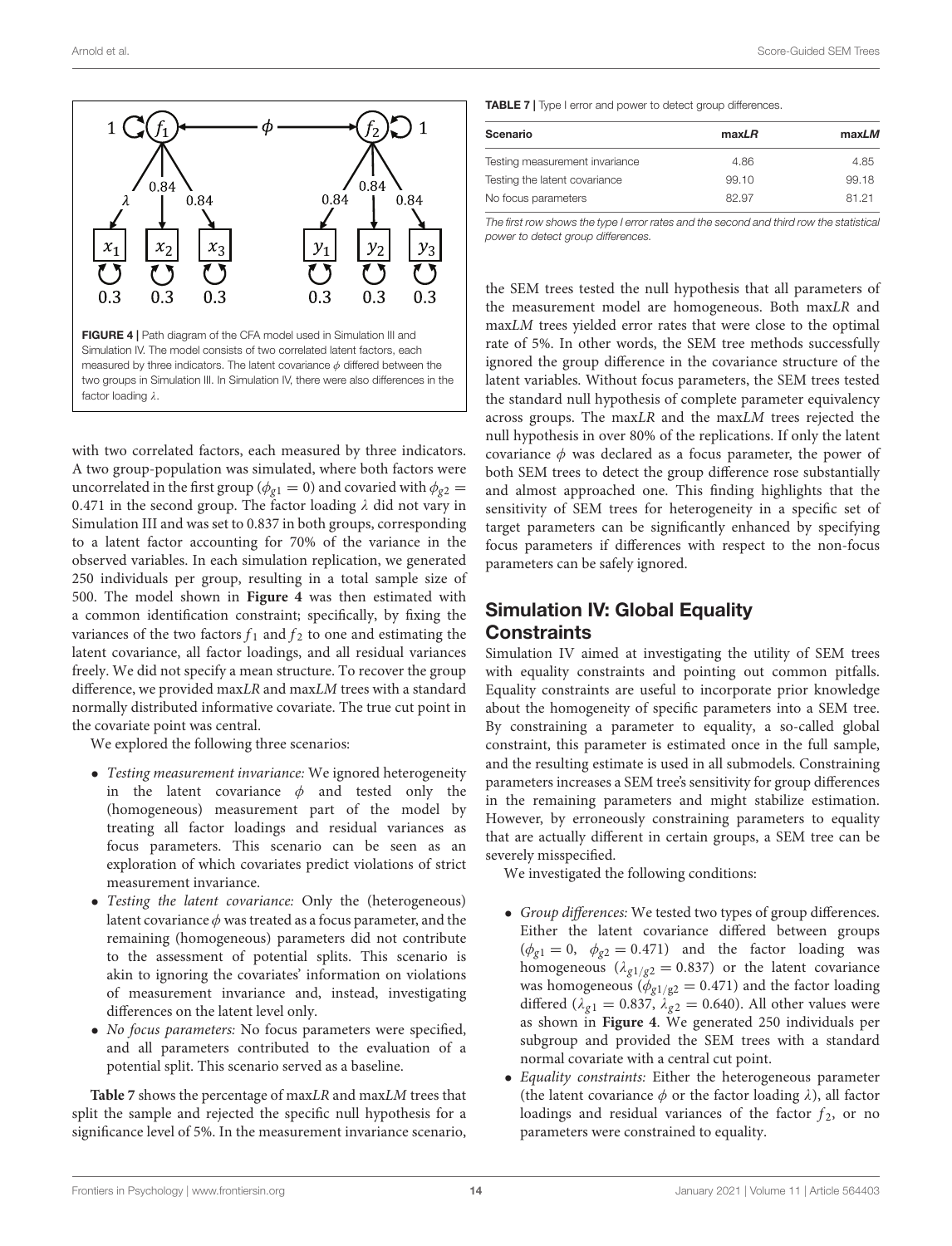FIGURE 4 | Path diagram of the CFA model used in Simulation III and Simulation IV. The model consists of two correlated latent factors, each measured by three indicators. The latent covariance $\phi$ differed between the two groups in Simulation III. In Simulation IV, there were also differences in the factor loading $\lambda$.

with two correlated factors, each measured by three indicators. A two group-population was simulated, where both factors were uncorrelated in the first group ($\phi_{g1} = 0$) and covaried with $\phi_{g2} = 0.471$ in the second group. The factor loading $\lambda$ did not vary in Simulation III and was set to 0.837 in both groups, corresponding to a latent factor accounting for 70% of the variance in the observed variables. In each simulation replication, we generated 250 individuals per group, resulting in a total sample size of 500. The model shown in **Figure 4** was then estimated with a common identification constraint; specifically, by fixing the variances of the two factors $f_1$ and $f_2$ to one and estimating the latent covariance, all factor loadings, and all residual variances freely. We did not specify a mean structure. To recover the group difference, we provided max*LR* and max*LM* trees with a standard normally distributed informative covariate. The true cut point in the covariate point was central.

We explored the following three scenarios:

- *Testing measurement invariance:* We ignored heterogeneity in the latent covariance $\phi$ and tested only the (homogeneous) measurement part of the model by treating all factor loadings and residual variances as focus parameters. This scenario can be seen as an exploration of which covariates predict violations of strict measurement invariance.
- *Testing the latent covariance:* Only the (heterogeneous) latent covariance $\phi$ was treated as a focus parameter, and the remaining (homogeneous) parameters did not contribute to the assessment of potential splits. This scenario is akin to ignoring the covariates' information on violations of measurement invariance and, instead, investigating differences on the latent level only.
- *No focus parameters:* No focus parameters were specified, and all parameters contributed to the evaluation of a potential split. This scenario served as a baseline.

**Table 7** shows the percentage of max*LR* and max*LM* trees that split the sample and rejected the specific null hypothesis for a significance level of 5%. In the measurement invariance scenario,

**TABLE 7** | Type I error and power to detect group differences.

| Scenario | max*LR* | max*LM* |
|---|---|---|
| Testing measurement invariance | 4.86 | 4.85 |
| Testing the latent covariance | 99.10 | 99.18 |
| No focus parameters | 82.97 | 81.21 |

*The first row shows the type I error rates and the second and third row the statistical power to detect group differences.*

the SEM trees tested the null hypothesis that all parameters of the measurement model are homogeneous. Both max*LR* and max*LM* trees yielded error rates that were close to the optimal rate of 5%. In other words, the SEM tree methods successfully ignored the group difference in the covariance structure of the latent variables. Without focus parameters, the SEM trees tested the standard null hypothesis of complete parameter equivalency across groups. The max*LR* and the max*LM* trees rejected the null hypothesis in over 80% of the replications. If only the latent covariance $\phi$ was declared as a focus parameter, the power of both SEM trees to detect the group difference rose substantially and almost approached one. This finding highlights that the sensitivity of SEM trees for heterogeneity in a specific set of target parameters can be significantly enhanced by specifying focus parameters if differences with respect to the non-focus parameters can be safely ignored.

## Simulation IV: Global Equality Constraints

Simulation IV aimed at investigating the utility of SEM trees with equality constraints and pointing out common pitfalls. Equality constraints are useful to incorporate prior knowledge about the homogeneity of specific parameters into a SEM tree. By constraining a parameter to equality, a so-called global constraint, this parameter is estimated once in the full sample, and the resulting estimate is used in all submodels. Constraining parameters increases a SEM tree's sensitivity for group differences in the remaining parameters and might stabilize estimation. However, by erroneously constraining parameters to equality that are actually different in certain groups, a SEM tree can be severely misspecified.

We investigated the following conditions:

- *Group differences:* We tested two types of group differences. Either the latent covariance differed between groups ($\phi_{g1} = 0, \ \ \phi_{g2} = 0.471$) and the factor loading was homogeneous ($\lambda_{g1/g2} = 0.837$) or the latent covariance was homogeneous ($\phi_{g1/g2} = 0.471$) and the factor loading differed ($\lambda_{g1} = 0.837, \ \lambda_{g2} = 0.640$). All other values were as shown in **Figure 4**. We generated 250 individuals per subgroup and provided the SEM trees with a standard normal covariate with a central cut point.
- *Equality constraints:* Either the heterogeneous parameter (the latent covariance $\phi$ or the factor loading $\lambda$), all factor loadings and residual variances of the factor $f_2$, or no parameters were constrained to equality.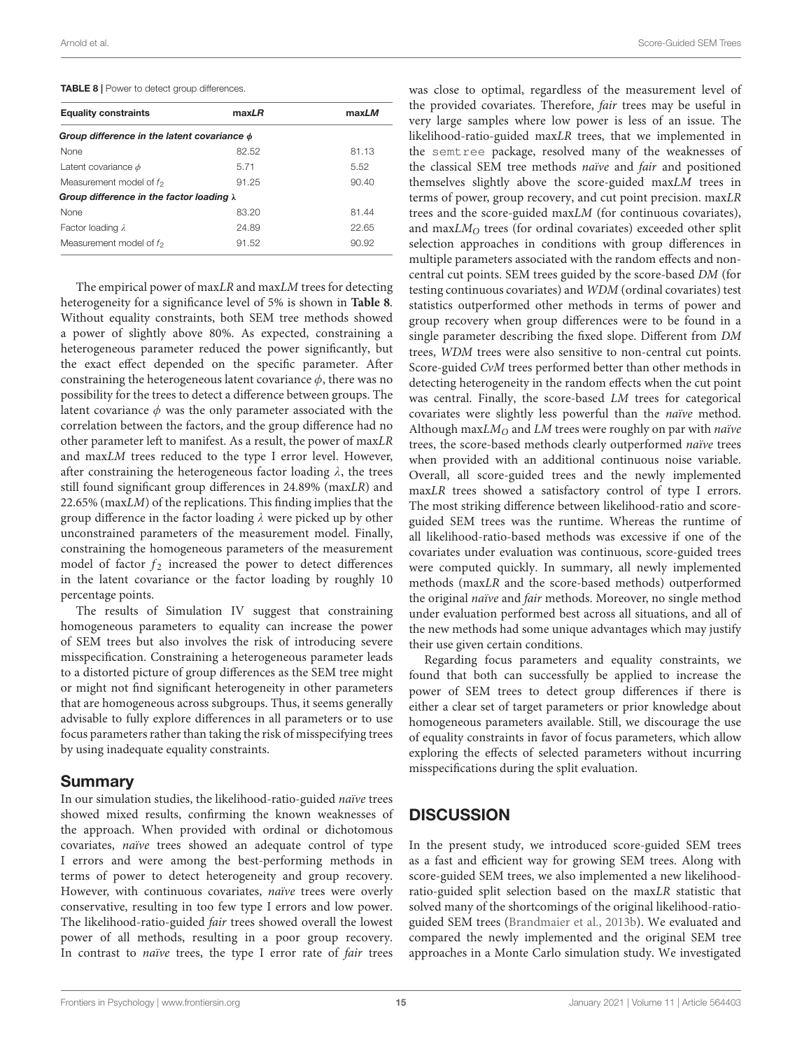**TABLE 8 |** Power to detect group differences.

| Equality constraints | max*LR* | max*LM* |
|---|---|---|
| ***Group difference in the latent covariance $\phi$*** | | |
| None | 82.52 | 81.13 |
| Latent covariance $\phi$ | 5.71 | 5.52 |
| Measurement model of $f_2$ | 91.25 | 90.40 |
| ***Group difference in the factor loading $\lambda$*** | | |
| None | 83.20 | 81.44 |
| Factor loading $\lambda$ | 24.89 | 22.65 |
| Measurement model of $f_2$ | 91.52 | 90.92 |

The empirical power of max*LR* and max*LM* trees for detecting heterogeneity for a significance level of 5% is shown in **Table 8**. Without equality constraints, both SEM tree methods showed a power of slightly above 80%. As expected, constraining a heterogeneous parameter reduced the power significantly, but the exact effect depended on the specific parameter. After constraining the heterogeneous latent covariance $\phi$, there was no possibility for the trees to detect a difference between groups. The latent covariance $\phi$ was the only parameter associated with the correlation between the factors, and the group difference had no other parameter left to manifest. As a result, the power of max*LR* and max*LM* trees reduced to the type I error level. However, after constraining the heterogeneous factor loading $\lambda$, the trees still found significant group differences in 24.89% (max*LR*) and 22.65% (max*LM*) of the replications. This finding implies that the group difference in the factor loading $\lambda$ were picked up by other unconstrained parameters of the measurement model. Finally, constraining the homogeneous parameters of the measurement model of factor $f_2$ increased the power to detect differences in the latent covariance or the factor loading by roughly 10 percentage points.

The results of Simulation IV suggest that constraining homogeneous parameters to equality can increase the power of SEM trees but also involves the risk of introducing severe misspecification. Constraining a heterogeneous parameter leads to a distorted picture of group differences as the SEM tree might or might not find significant heterogeneity in other parameters that are homogeneous across subgroups. Thus, it seems generally advisable to fully explore differences in all parameters or to use focus parameters rather than taking the risk of misspecifying trees by using inadequate equality constraints.

## Summary

In our simulation studies, the likelihood-ratio-guided *naïve* trees showed mixed results, confirming the known weaknesses of the approach. When provided with ordinal or dichotomous covariates, *naïve* trees showed an adequate control of type I errors and were among the best-performing methods in terms of power to detect heterogeneity and group recovery. However, with continuous covariates, *naïve* trees were overly conservative, resulting in too few type I errors and low power. The likelihood-ratio-guided *fair* trees showed overall the lowest power of all methods, resulting in a poor group recovery. In contrast to *naïve* trees, the type I error rate of *fair* trees was close to optimal, regardless of the measurement level of the provided covariates. Therefore, *fair* trees may be useful in very large samples where low power is less of an issue. The likelihood-ratio-guided max*LR* trees, that we implemented in the `semtree` package, resolved many of the weaknesses of the classical SEM tree methods *naïve* and *fair* and positioned themselves slightly above the score-guided max*LM* trees in terms of power, group recovery, and cut point precision. max*LR* trees and the score-guided max*LM* (for continuous covariates), and max$LM_O$ trees (for ordinal covariates) exceeded other split selection approaches in conditions with group differences in multiple parameters associated with the random effects and non-central cut points. SEM trees guided by the score-based *DM* (for testing continuous covariates) and *WDM* (ordinal covariates) test statistics outperformed other methods in terms of power and group recovery when group differences were to be found in a single parameter describing the fixed slope. Different from *DM* trees, *WDM* trees were also sensitive to non-central cut points. Score-guided *CvM* trees performed better than other methods in detecting heterogeneity in the random effects when the cut point was central. Finally, the score-based *LM* trees for categorical covariates were slightly less powerful than the *naïve* method. Although max$LM_O$ and *LM* trees were roughly on par with *naïve* trees, the score-based methods clearly outperformed *naïve* trees when provided with an additional continuous noise variable. Overall, all score-guided trees and the newly implemented max*LR* trees showed a satisfactory control of type I errors. The most striking difference between likelihood-ratio and score-guided SEM trees was the runtime. Whereas the runtime of all likelihood-ratio-based methods was excessive if one of the covariates under evaluation was continuous, score-guided trees were computed quickly. In summary, all newly implemented methods (max*LR* and the score-based methods) outperformed the original *naïve* and *fair* methods. Moreover, no single method under evaluation performed best across all situations, and all of the new methods had some unique advantages which may justify their use given certain conditions.

Regarding focus parameters and equality constraints, we found that both can successfully be applied to increase the power of SEM trees to detect group differences if there is either a clear set of target parameters or prior knowledge about homogeneous parameters available. Still, we discourage the use of equality constraints in favor of focus parameters, which allow exploring the effects of selected parameters without incurring misspecifications during the split evaluation.

# DISCUSSION

In the present study, we introduced score-guided SEM trees as a fast and efficient way for growing SEM trees. Along with score-guided SEM trees, we also implemented a new likelihood-ratio-guided split selection based on the max*LR* statistic that solved many of the shortcomings of the original likelihood-ratio-guided SEM trees (Brandmaier et al., 2013b). We evaluated and compared the newly implemented and the original SEM tree approaches in a Monte Carlo simulation study. We investigated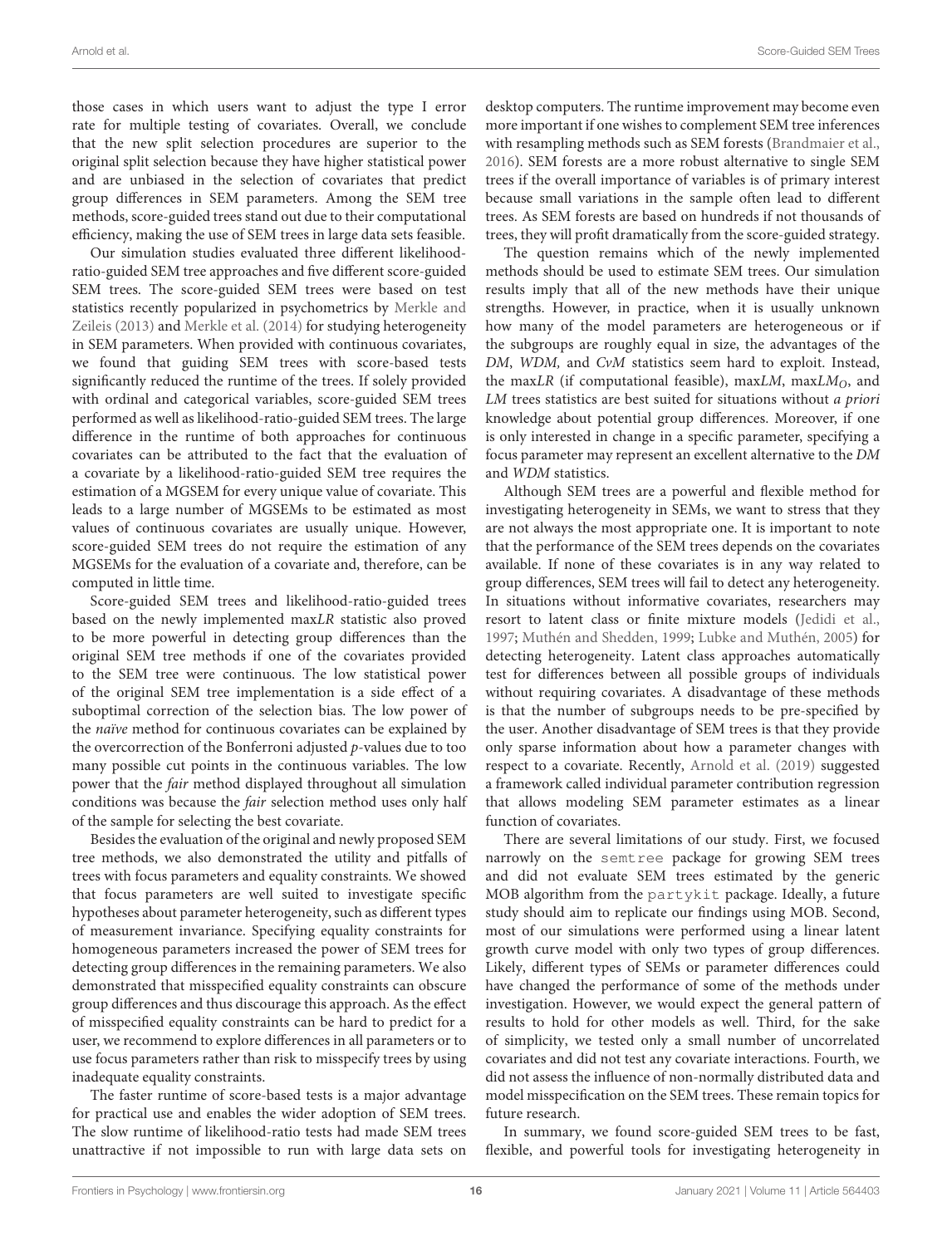those cases in which users want to adjust the type I error rate for multiple testing of covariates. Overall, we conclude that the new split selection procedures are superior to the original split selection because they have higher statistical power and are unbiased in the selection of covariates that predict group differences in SEM parameters. Among the SEM tree methods, score-guided trees stand out due to their computational efficiency, making the use of SEM trees in large data sets feasible.

Our simulation studies evaluated three different likelihood-ratio-guided SEM tree approaches and five different score-guided SEM trees. The score-guided SEM trees were based on test statistics recently popularized in psychometrics by Merkle and Zeileis (2013) and Merkle et al. (2014) for studying heterogeneity in SEM parameters. When provided with continuous covariates, we found that guiding SEM trees with score-based tests significantly reduced the runtime of the trees. If solely provided with ordinal and categorical variables, score-guided SEM trees performed as well as likelihood-ratio-guided SEM trees. The large difference in the runtime of both approaches for continuous covariates can be attributed to the fact that the evaluation of a covariate by a likelihood-ratio-guided SEM tree requires the estimation of a MGSEM for every unique value of covariate. This leads to a large number of MGSEMs to be estimated as most values of continuous covariates are usually unique. However, score-guided SEM trees do not require the estimation of any MGSEMs for the evaluation of a covariate and, therefore, can be computed in little time.

Score-guided SEM trees and likelihood-ratio-guided trees based on the newly implemented max*LR* statistic also proved to be more powerful in detecting group differences than the original SEM tree methods if one of the covariates provided to the SEM tree were continuous. The low statistical power of the original SEM tree implementation is a side effect of a suboptimal correction of the selection bias. The low power of the *naïve* method for continuous covariates can be explained by the overcorrection of the Bonferroni adjusted *p*-values due to too many possible cut points in the continuous variables. The low power that the *fair* method displayed throughout all simulation conditions was because the *fair* selection method uses only half of the sample for selecting the best covariate.

Besides the evaluation of the original and newly proposed SEM tree methods, we also demonstrated the utility and pitfalls of trees with focus parameters and equality constraints. We showed that focus parameters are well suited to investigate specific hypotheses about parameter heterogeneity, such as different types of measurement invariance. Specifying equality constraints for homogeneous parameters increased the power of SEM trees for detecting group differences in the remaining parameters. We also demonstrated that misspecified equality constraints can obscure group differences and thus discourage this approach. As the effect of misspecified equality constraints can be hard to predict for a user, we recommend to explore differences in all parameters or to use focus parameters rather than risk to misspecify trees by using inadequate equality constraints.

The faster runtime of score-based tests is a major advantage for practical use and enables the wider adoption of SEM trees. The slow runtime of likelihood-ratio tests had made SEM trees unattractive if not impossible to run with large data sets on desktop computers. The runtime improvement may become even more important if one wishes to complement SEM tree inferences with resampling methods such as SEM forests (Brandmaier et al., 2016). SEM forests are a more robust alternative to single SEM trees if the overall importance of variables is of primary interest because small variations in the sample often lead to different trees. As SEM forests are based on hundreds if not thousands of trees, they will profit dramatically from the score-guided strategy.

The question remains which of the newly implemented methods should be used to estimate SEM trees. Our simulation results imply that all of the new methods have their unique strengths. However, in practice, when it is usually unknown how many of the model parameters are heterogeneous or if the subgroups are roughly equal in size, the advantages of the *DM*, *WDM,* and *CvM* statistics seem hard to exploit. Instead, the max*LR* (if computational feasible), max*LM*, max$LM_O$, and *LM* trees statistics are best suited for situations without *a priori* knowledge about potential group differences. Moreover, if one is only interested in change in a specific parameter, specifying a focus parameter may represent an excellent alternative to the *DM* and *WDM* statistics.

Although SEM trees are a powerful and flexible method for investigating heterogeneity in SEMs, we want to stress that they are not always the most appropriate one. It is important to note that the performance of the SEM trees depends on the covariates available. If none of these covariates is in any way related to group differences, SEM trees will fail to detect any heterogeneity. In situations without informative covariates, researchers may resort to latent class or finite mixture models (Jedidi et al., 1997; Muthén and Shedden, 1999; Lubke and Muthén, 2005) for detecting heterogeneity. Latent class approaches automatically test for differences between all possible groups of individuals without requiring covariates. A disadvantage of these methods is that the number of subgroups needs to be pre-specified by the user. Another disadvantage of SEM trees is that they provide only sparse information about how a parameter changes with respect to a covariate. Recently, Arnold et al. (2019) suggested a framework called individual parameter contribution regression that allows modeling SEM parameter estimates as a linear function of covariates.

There are several limitations of our study. First, we focused narrowly on the `semtree` package for growing SEM trees and did not evaluate SEM trees estimated by the generic MOB algorithm from the `partykit` package. Ideally, a future study should aim to replicate our findings using MOB. Second, most of our simulations were performed using a linear latent growth curve model with only two types of group differences. Likely, different types of SEMs or parameter differences could have changed the performance of some of the methods under investigation. However, we would expect the general pattern of results to hold for other models as well. Third, for the sake of simplicity, we tested only a small number of uncorrelated covariates and did not test any covariate interactions. Fourth, we did not assess the influence of non-normally distributed data and model misspecification on the SEM trees. These remain topics for future research.

In summary, we found score-guided SEM trees to be fast, flexible, and powerful tools for investigating heterogeneity in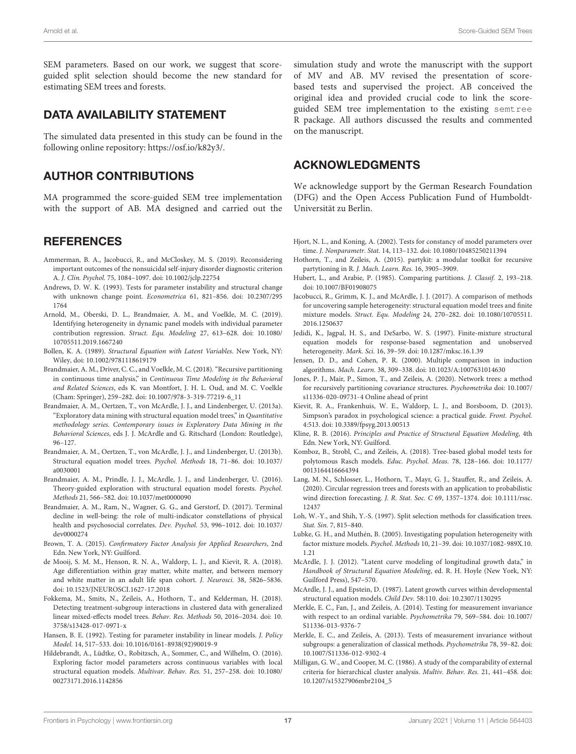SEM parameters. Based on our work, we suggest that score-guided split selection should become the new standard for estimating SEM trees and forests.

## DATA AVAILABILITY STATEMENT

The simulated data presented in this study can be found in the following online repository: https://osf.io/k82y3/.

## AUTHOR CONTRIBUTIONS

MA programmed the score-guided SEM tree implementation with the support of AB. MA designed and carried out the simulation study and wrote the manuscript with the support of MV and AB. MV revised the presentation of score-based tests and supervised the project. AB conceived the original idea and provided crucial code to link the score-guided SEM tree implementation to the existing `semtree` R package. All authors discussed the results and commented on the manuscript.

## ACKNOWLEDGMENTS

We acknowledge support by the German Research Foundation (DFG) and the Open Access Publication Fund of Humboldt-Universität zu Berlin.

## REFERENCES

Ammerman, B. A., Jacobucci, R., and McCloskey, M. S. (2019). Reconsidering important outcomes of the nonsuicidal self-injury disorder diagnostic criterion A. *J. Clin. Psychol.* 75, 1084–1097. doi: 10.1002/jclp.22754

Andrews, D. W. K. (1993). Tests for parameter instability and structural change with unknown change point. *Econometrica* 61, 821–856. doi: 10.2307/2951764

Arnold, M., Oberski, D. L., Brandmaier, A. M., and Voelkle, M. C. (2019). Identifying heterogeneity in dynamic panel models with individual parameter contribution regression. *Struct. Equ. Modeling* 27, 613–628. doi: 10.1080/10705511.2019.1667240

Bollen, K. A. (1989). *Structural Equation with Latent Variables*. New York, NY: Wiley, doi: 10.1002/9781118619179

Brandmaier, A. M., Driver, C. C., and Voelkle, M. C. (2018). "Recursive partitioning in continuous time analysis," in *Continuous Time Modeling in the Behavioral and Related Sciences*, eds K. van Montfort, J. H. L. Oud, and M. C. Voelkle (Cham: Springer), 259–282. doi: 10.1007/978-3-319-77219-6_11

Brandmaier, A. M., Oertzen, T., von McArdle, J. J., and Lindenberger, U. (2013a). "Exploratory data mining with structural equation model trees," in *Quantitative methodology series. Contemporary issues in Exploratory Data Mining in the Behavioral Sciences*, eds J. J. McArdle and G. Ritschard (London: Routledge), 96–127.

Brandmaier, A. M., Oertzen, T., von McArdle, J. J., and Lindenberger, U. (2013b). Structural equation model trees. *Psychol. Methods* 18, 71–86. doi: 10.1037/a0030001

Brandmaier, A. M., Prindle, J. J., McArdle, J. J., and Lindenberger, U. (2016). Theory-guided exploration with structural equation model forests. *Psychol. Methods* 21, 566–582. doi: 10.1037/met0000090

Brandmaier, A. M., Ram, N., Wagner, G. G., and Gerstorf, D. (2017). Terminal decline in well-being: the role of multi-indicator constellations of physical health and psychosocial correlates. *Dev. Psychol.* 53, 996–1012. doi: 10.1037/dev0000274

Brown, T. A. (2015). *Confirmatory Factor Analysis for Applied Researchers*, 2nd Edn. New York, NY: Guilford.

de Mooij, S. M. M., Henson, R. N. A., Waldorp, L. J., and Kievit, R. A. (2018). Age differentiation within gray matter, white matter, and between memory and white matter in an adult life span cohort. *J. Neurosci.* 38, 5826–5836. doi: 10.1523/JNEUROSCI.1627-17.2018

Fokkema, M., Smits, N., Zeileis, A., Hothorn, T., and Kelderman, H. (2018). Detecting treatment-subgroup interactions in clustered data with generalized linear mixed-effects model trees. *Behav. Res. Methods* 50, 2016–2034. doi: 10.3758/s13428-017-0971-x

Hansen, B. E. (1992). Testing for parameter instability in linear models. *J. Policy Model.* 14, 517–533. doi: 10.1016/0161-8938(92)90019-9

Hildebrandt, A., Lüdtke, O., Robitzsch, A., Sommer, C., and Wilhelm, O. (2016). Exploring factor model parameters across continuous variables with local structural equation models. *Multivar. Behav. Res.* 51, 257–258. doi: 10.1080/00273171.2016.1142856

Hjort, N. L., and Koning, A. (2002). Tests for constancy of model parameters over time. *J. Nonparametr. Stat.* 14, 113–132. doi: 10.1080/10485250211394

Hothorn, T., and Zeileis, A. (2015). partykit: a modular toolkit for recursive partytioning in R. *J. Mach. Learn. Res.* 16, 3905–3909.

Hubert, L., and Arabie, P. (1985). Comparing partitions. *J. Classif.* 2, 193–218. doi: 10.1007/BF01908075

Jacobucci, R., Grimm, K. J., and McArdle, J. J. (2017). A comparison of methods for uncovering sample heterogeneity: structural equation model trees and finite mixture models. *Struct. Equ. Modeling* 24, 270–282. doi: 10.1080/10705511.2016.1250637

Jedidi, K., Jagpal, H. S., and DeSarbo, W. S. (1997). Finite-mixture structural equation models for response-based segmentation and unobserved heterogeneity. *Mark. Sci.* 16, 39–59. doi: 10.1287/mksc.16.1.39

Jensen, D. D., and Cohen, P. R. (2000). Multiple comparison in induction algorithms. *Mach. Learn.* 38, 309–338. doi: 10.1023/A:1007631014630

Jones, P. J., Mair, P., Simon, T., and Zeileis, A. (2020). Network trees: a method for recursively partitioning covariance structures. *Psychometrika* doi: 10.1007/s11336-020-09731-4 Online ahead of print

Kievit, R. A., Frankenhuis, W. E., Waldorp, L. J., and Borsboom, D. (2013). Simpson's paradox in psychological science: a practical guide. *Front. Psychol.* 4:513. doi: 10.3389/fpsyg.2013.00513

Kline, R. B. (2016). *Principles and Practice of Structural Equation Modeling*, 4th Edn. New York, NY: Guilford.

Komboz, B., Strobl, C., and Zeileis, A. (2018). Tree-based global model tests for polytomous Rasch models. *Educ. Psychol. Meas.* 78, 128–166. doi: 10.1177/0013164416664394

Lang, M. N., Schlosser, L., Hothorn, T., Mayr, G. J., Stauffer, R., and Zeileis, A. (2020). Circular regression trees and forests with an application to probabilistic wind direction forecasting. *J. R. Stat. Soc. C* 69, 1357–1374. doi: 10.1111/rssc.12437

Loh, W.-Y., and Shih, Y.-S. (1997). Split selection methods for classification trees. *Stat. Sin.* 7, 815–840.

Lubke, G. H., and Muthén, B. (2005). Investigating population heterogeneity with factor mixture models. *Psychol. Methods* 10, 21–39. doi: 10.1037/1082-989X.10.1.21

McArdle, J. J. (2012). "Latent curve modeling of longitudinal growth data," in *Handbook of Structural Equation Modeling*, ed. R. H. Hoyle (New York, NY: Guilford Press), 547–570.

McArdle, J. J., and Epstein, D. (1987). Latent growth curves within developmental structural equation models. *Child Dev.* 58:110. doi: 10.2307/1130295

Merkle, E. C., Fan, J., and Zeileis, A. (2014). Testing for measurement invariance with respect to an ordinal variable. *Psychometrika* 79, 569–584. doi: 10.1007/S11336-013-9376-7

Merkle, E. C., and Zeileis, A. (2013). Tests of measurement invariance without subgroups: a generalization of classical methods. *Psychometrika* 78, 59–82. doi: 10.1007/S11336-012-9302-4

Milligan, G. W., and Cooper, M. C. (1986). A study of the comparability of external criteria for hierarchical cluster analysis. *Multiv. Behav. Res.* 21, 441–458. doi: 10.1207/s15327906mbr2104_5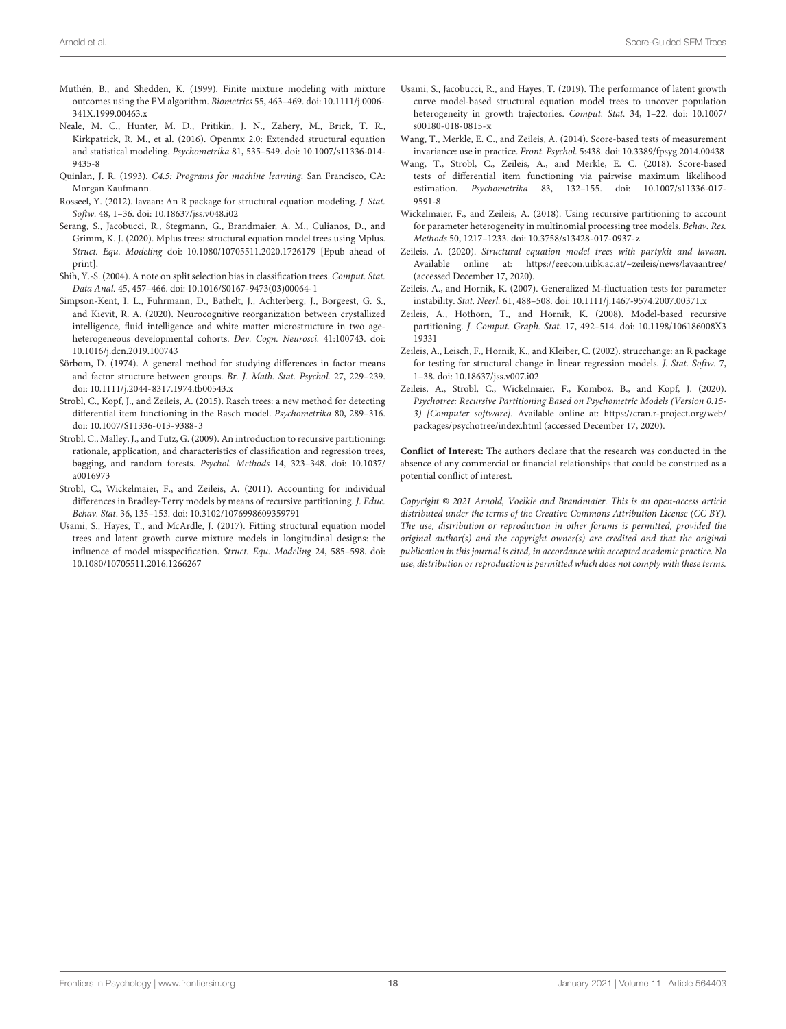Muthén, B., and Shedden, K. (1999). Finite mixture modeling with mixture outcomes using the EM algorithm. *Biometrics* 55, 463–469. doi: 10.1111/j.0006-341X.1999.00463.x

Neale, M. C., Hunter, M. D., Pritikin, J. N., Zahery, M., Brick, T. R., Kirkpatrick, R. M., et al. (2016). Openmx 2.0: Extended structural equation and statistical modeling. *Psychometrika* 81, 535–549. doi: 10.1007/s11336-014-9435-8

Quinlan, J. R. (1993). *C4.5: Programs for machine learning*. San Francisco, CA: Morgan Kaufmann.

Rosseel, Y. (2012). lavaan: An R package for structural equation modeling. *J. Stat. Softw.* 48, 1–36. doi: 10.18637/jss.v048.i02

Serang, S., Jacobucci, R., Stegmann, G., Brandmaier, A. M., Culianos, D., and Grimm, K. J. (2020). Mplus trees: structural equation model trees using Mplus. *Struct. Equ. Modeling* doi: 10.1080/10705511.2020.1726179 [Epub ahead of print].

Shih, Y.-S. (2004). A note on split selection bias in classification trees. *Comput. Stat. Data Anal.* 45, 457–466. doi: 10.1016/S0167-9473(03)00064-1

Simpson-Kent, I. L., Fuhrmann, D., Bathelt, J., Achterberg, J., Borgeest, G. S., and Kievit, R. A. (2020). Neurocognitive reorganization between crystallized intelligence, fluid intelligence and white matter microstructure in two age-heterogeneous developmental cohorts. *Dev. Cogn. Neurosci.* 41:100743. doi: 10.1016/j.dcn.2019.100743

Sörbom, D. (1974). A general method for studying differences in factor means and factor structure between groups. *Br. J. Math. Stat. Psychol.* 27, 229–239. doi: 10.1111/j.2044-8317.1974.tb00543.x

Strobl, C., Kopf, J., and Zeileis, A. (2015). Rasch trees: a new method for detecting differential item functioning in the Rasch model. *Psychometrika* 80, 289–316. doi: 10.1007/S11336-013-9388-3

Strobl, C., Malley, J., and Tutz, G. (2009). An introduction to recursive partitioning: rationale, application, and characteristics of classification and regression trees, bagging, and random forests. *Psychol. Methods* 14, 323–348. doi: 10.1037/a0016973

Strobl, C., Wickelmaier, F., and Zeileis, A. (2011). Accounting for individual differences in Bradley-Terry models by means of recursive partitioning. *J. Educ. Behav. Stat*. 36, 135–153. doi: 10.3102/1076998609359791

Usami, S., Hayes, T., and McArdle, J. (2017). Fitting structural equation model trees and latent growth curve mixture models in longitudinal designs: the influence of model misspecification. *Struct. Equ. Modeling* 24, 585–598. doi: 10.1080/10705511.2016.1266267

Usami, S., Jacobucci, R., and Hayes, T. (2019). The performance of latent growth curve model-based structural equation model trees to uncover population heterogeneity in growth trajectories. *Comput. Stat.* 34, 1–22. doi: 10.1007/s00180-018-0815-x

Wang, T., Merkle, E. C., and Zeileis, A. (2014). Score-based tests of measurement invariance: use in practice. *Front. Psychol.* 5:438. doi: 10.3389/fpsyg.2014.00438

Wang, T., Strobl, C., Zeileis, A., and Merkle, E. C. (2018). Score-based tests of differential item functioning via pairwise maximum likelihood estimation. *Psychometrika* 83, 132–155. doi: 10.1007/s11336-017-9591-8

Wickelmaier, F., and Zeileis, A. (2018). Using recursive partitioning to account for parameter heterogeneity in multinomial processing tree models. *Behav. Res. Methods* 50, 1217–1233. doi: 10.3758/s13428-017-0937-z

Zeileis, A. (2020). *Structural equation model trees with partykit and lavaan*. Available online at: https://eeecon.uibk.ac.at/~zeileis/news/lavaantree/ (accessed December 17, 2020).

Zeileis, A., and Hornik, K. (2007). Generalized M-fluctuation tests for parameter instability. *Stat. Neerl.* 61, 488–508. doi: 10.1111/j.1467-9574.2007.00371.x

Zeileis, A., Hothorn, T., and Hornik, K. (2008). Model-based recursive partitioning. *J. Comput. Graph. Stat.* 17, 492–514. doi: 10.1198/106186008X319331

Zeileis, A., Leisch, F., Hornik, K., and Kleiber, C. (2002). strucchange: an R package for testing for structural change in linear regression models. *J. Stat. Softw.* 7, 1–38. doi: 10.18637/jss.v007.i02

Zeileis, A., Strobl, C., Wickelmaier, F., Komboz, B., and Kopf, J. (2020). *Psychotree: Recursive Partitioning Based on Psychometric Models (Version 0.15-3) [Computer software]*. Available online at: https://cran.r-project.org/web/packages/psychotree/index.html (accessed December 17, 2020).

**Conflict of Interest:** The authors declare that the research was conducted in the absence of any commercial or financial relationships that could be construed as a potential conflict of interest.

*Copyright © 2021 Arnold, Voelkle and Brandmaier. This is an open-access article distributed under the terms of the Creative Commons Attribution License (CC BY). The use, distribution or reproduction in other forums is permitted, provided the original author(s) and the copyright owner(s) are credited and that the original publication in this journal is cited, in accordance with accepted academic practice. No use, distribution or reproduction is permitted which does not comply with these terms.*